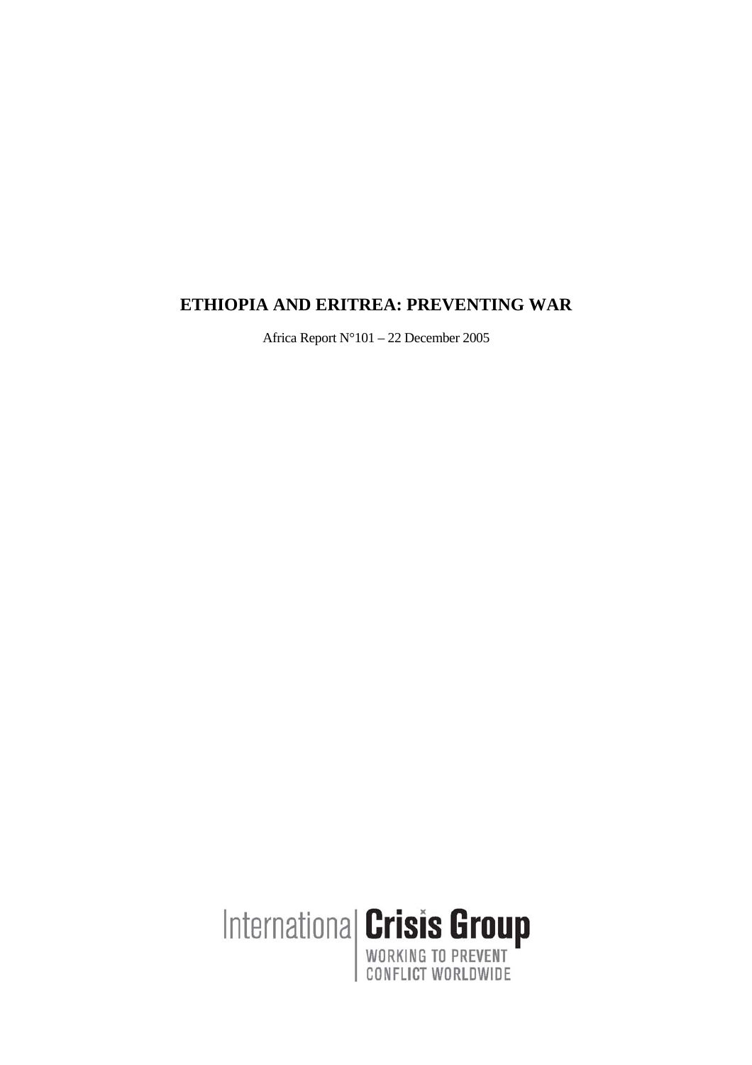# ETHIOPIA AND ERITREA: PREVENTING WAR

Africa Report N°101 – 22 December 2005

International Crisis Group

WORKING TO PREVENT CONFLICT WORLDWIDE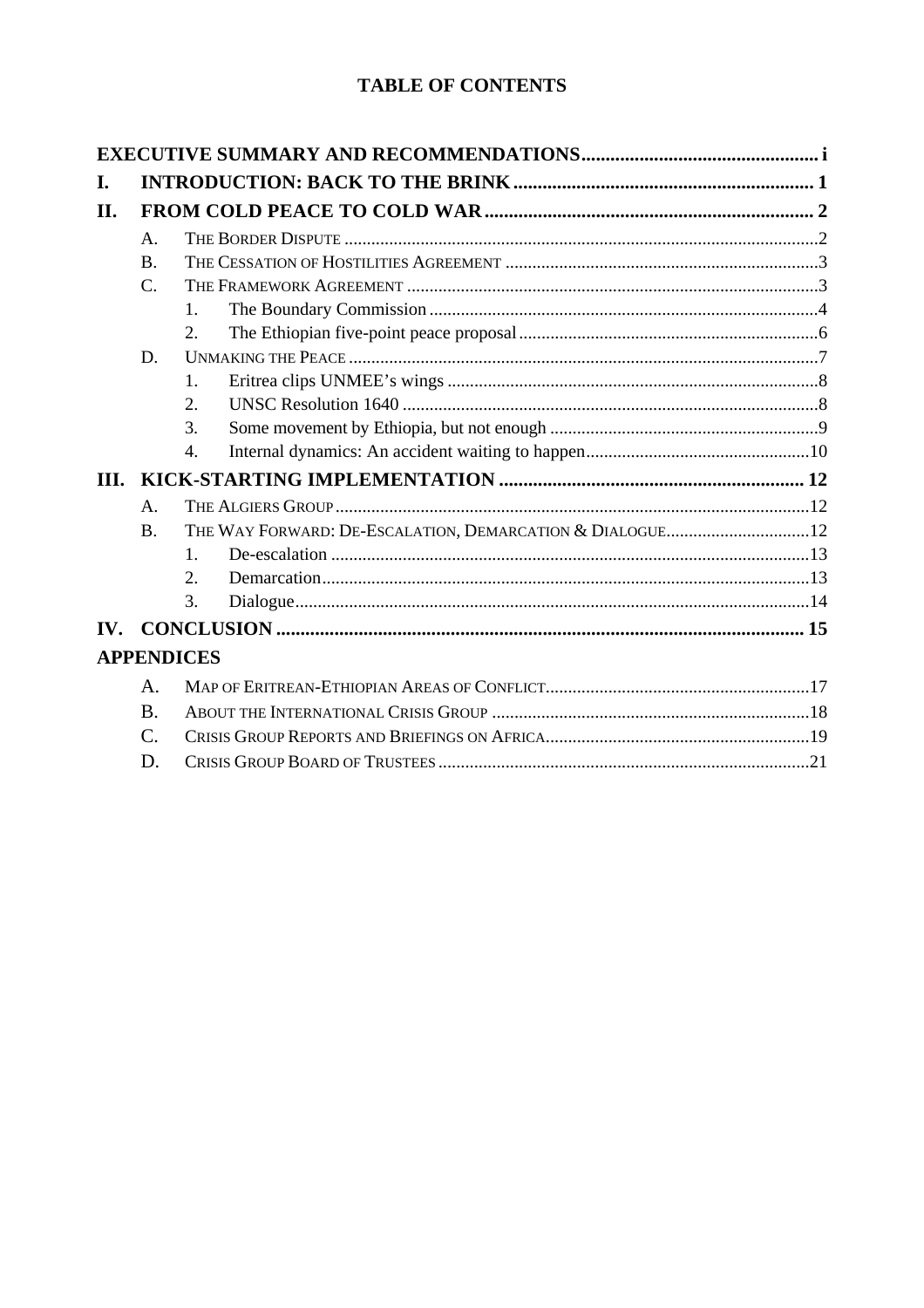# TABLE OF CONTENTS

**EXECUTIVE SUMMARY AND RECOMMENDATIONS** ..... i

**I. INTRODUCTION: BACK TO THE BRINK** ..... 1

**II. FROM COLD PEACE TO COLD WAR** ..... 2

- A. The Border Dispute ..... 2
- B. The Cessation of Hostilities Agreement ..... 3
- C. The Framework Agreement ..... 3
  1. The Boundary Commission ..... 4
  2. The Ethiopian five-point peace proposal ..... 6
- D. Unmaking the Peace ..... 7
  1. Eritrea clips UNMEE's wings ..... 8
  2. UNSC Resolution 1640 ..... 8
  3. Some movement by Ethiopia, but not enough ..... 9
  4. Internal dynamics: An accident waiting to happen ..... 10

**III. KICK-STARTING IMPLEMENTATION** ..... 12

- A. The Algiers Group ..... 12
- B. The Way Forward: De-Escalation, Demarcation & Dialogue ..... 12
  1. De-escalation ..... 13
  2. Demarcation ..... 13
  3. Dialogue ..... 14

**IV. CONCLUSION** ..... 15

**APPENDICES**

- A. Map of Eritrean-Ethiopian Areas of Conflict ..... 17
- B. About the International Crisis Group ..... 18
- C. Crisis Group Reports and Briefings on Africa ..... 19
- D. Crisis Group Board of Trustees ..... 21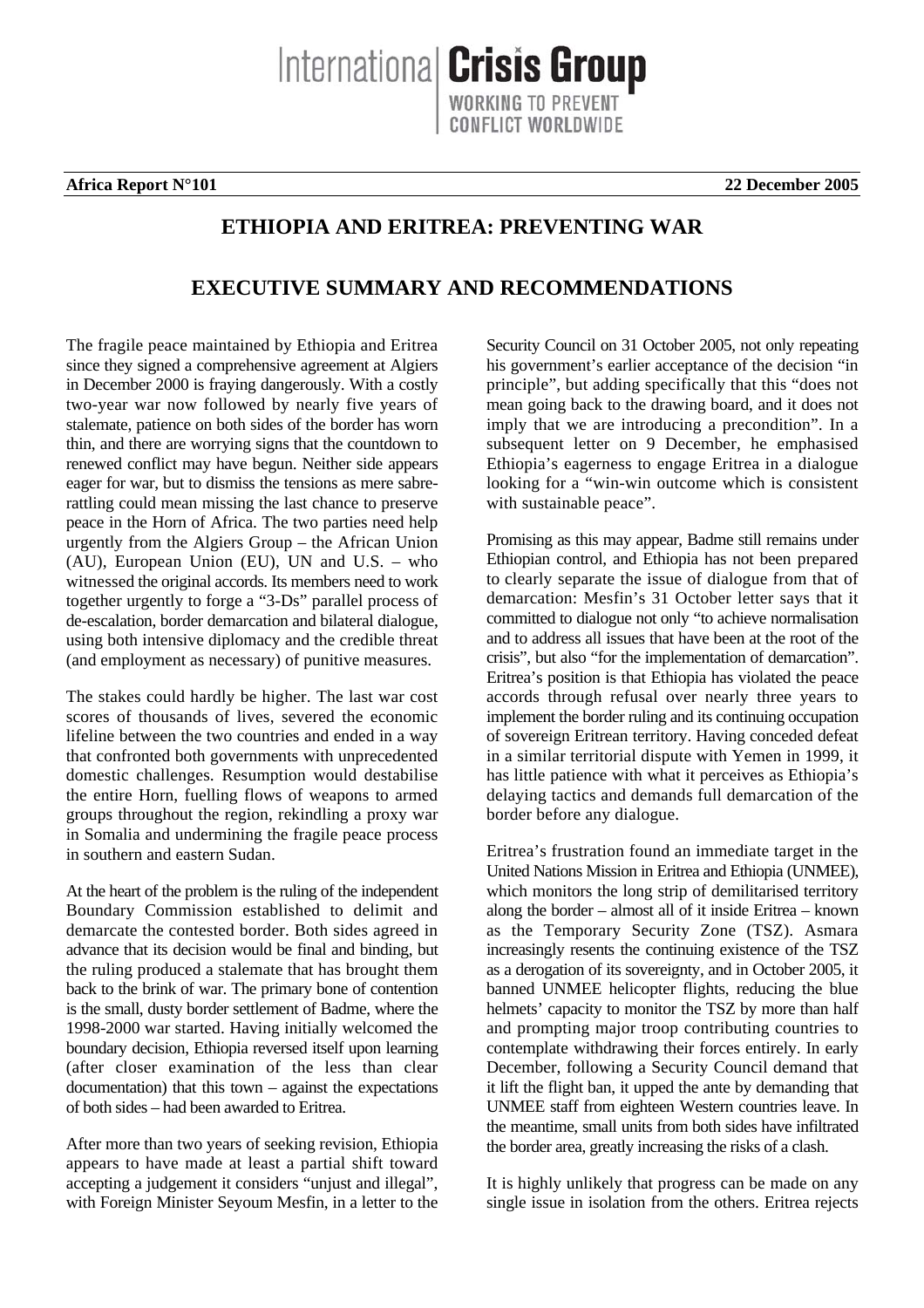**Africa Report N°101** **22 December 2005**

# ETHIOPIA AND ERITREA: PREVENTING WAR

## EXECUTIVE SUMMARY AND RECOMMENDATIONS

The fragile peace maintained by Ethiopia and Eritrea since they signed a comprehensive agreement at Algiers in December 2000 is fraying dangerously. With a costly two-year war now followed by nearly five years of stalemate, patience on both sides of the border has worn thin, and there are worrying signs that the countdown to renewed conflict may have begun. Neither side appears eager for war, but to dismiss the tensions as mere sabre-rattling could mean missing the last chance to preserve peace in the Horn of Africa. The two parties need help urgently from the Algiers Group – the African Union (AU), European Union (EU), UN and U.S. – who witnessed the original accords. Its members need to work together urgently to forge a "3-Ds" parallel process of de-escalation, border demarcation and bilateral dialogue, using both intensive diplomacy and the credible threat (and employment as necessary) of punitive measures.

The stakes could hardly be higher. The last war cost scores of thousands of lives, severed the economic lifeline between the two countries and ended in a way that confronted both governments with unprecedented domestic challenges. Resumption would destabilise the entire Horn, fuelling flows of weapons to armed groups throughout the region, rekindling a proxy war in Somalia and undermining the fragile peace process in southern and eastern Sudan.

At the heart of the problem is the ruling of the independent Boundary Commission established to delimit and demarcate the contested border. Both sides agreed in advance that its decision would be final and binding, but the ruling produced a stalemate that has brought them back to the brink of war. The primary bone of contention is the small, dusty border settlement of Badme, where the 1998-2000 war started. Having initially welcomed the boundary decision, Ethiopia reversed itself upon learning (after closer examination of the less than clear documentation) that this town – against the expectations of both sides – had been awarded to Eritrea.

After more than two years of seeking revision, Ethiopia appears to have made at least a partial shift toward accepting a judgement it considers "unjust and illegal", with Foreign Minister Seyoum Mesfin, in a letter to the Security Council on 31 October 2005, not only repeating his government's earlier acceptance of the decision "in principle", but adding specifically that this "does not mean going back to the drawing board, and it does not imply that we are introducing a precondition". In a subsequent letter on 9 December, he emphasised Ethiopia's eagerness to engage Eritrea in a dialogue looking for a "win-win outcome which is consistent with sustainable peace".

Promising as this may appear, Badme still remains under Ethiopian control, and Ethiopia has not been prepared to clearly separate the issue of dialogue from that of demarcation: Mesfin's 31 October letter says that it committed to dialogue not only "to achieve normalisation and to address all issues that have been at the root of the crisis", but also "for the implementation of demarcation". Eritrea's position is that Ethiopia has violated the peace accords through refusal over nearly three years to implement the border ruling and its continuing occupation of sovereign Eritrean territory. Having conceded defeat in a similar territorial dispute with Yemen in 1999, it has little patience with what it perceives as Ethiopia's delaying tactics and demands full demarcation of the border before any dialogue.

Eritrea's frustration found an immediate target in the United Nations Mission in Eritrea and Ethiopia (UNMEE), which monitors the long strip of demilitarised territory along the border – almost all of it inside Eritrea – known as the Temporary Security Zone (TSZ). Asmara increasingly resents the continuing existence of the TSZ as a derogation of its sovereignty, and in October 2005, it banned UNMEE helicopter flights, reducing the blue helmets' capacity to monitor the TSZ by more than half and prompting major troop contributing countries to contemplate withdrawing their forces entirely. In early December, following a Security Council demand that it lift the flight ban, it upped the ante by demanding that UNMEE staff from eighteen Western countries leave. In the meantime, small units from both sides have infiltrated the border area, greatly increasing the risks of a clash.

It is highly unlikely that progress can be made on any single issue in isolation from the others. Eritrea rejects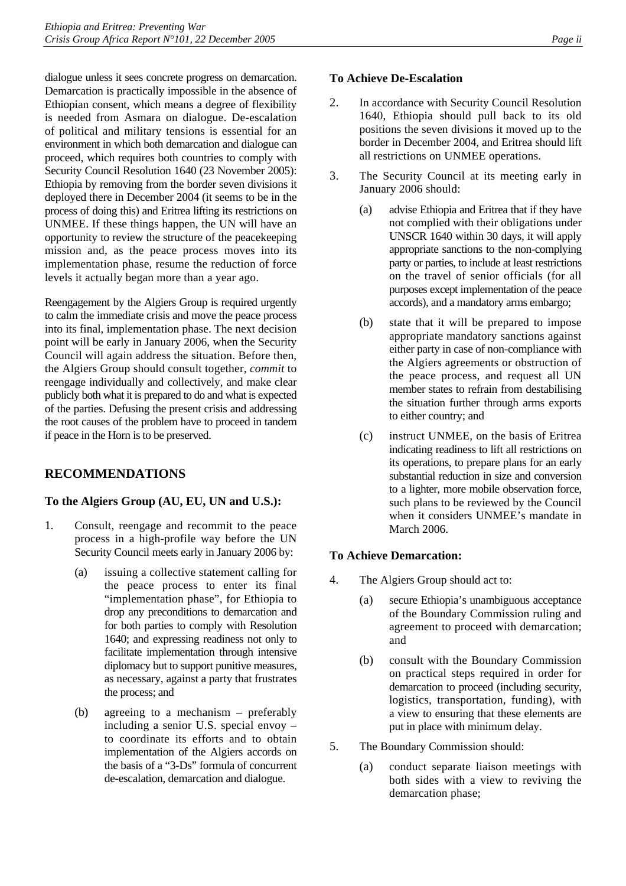dialogue unless it sees concrete progress on demarcation. Demarcation is practically impossible in the absence of Ethiopian consent, which means a degree of flexibility is needed from Asmara on dialogue. De-escalation of political and military tensions is essential for an environment in which both demarcation and dialogue can proceed, which requires both countries to comply with Security Council Resolution 1640 (23 November 2005): Ethiopia by removing from the border seven divisions it deployed there in December 2004 (it seems to be in the process of doing this) and Eritrea lifting its restrictions on UNMEE. If these things happen, the UN will have an opportunity to review the structure of the peacekeeping mission and, as the peace process moves into its implementation phase, resume the reduction of force levels it actually began more than a year ago.

Reengagement by the Algiers Group is required urgently to calm the immediate crisis and move the peace process into its final, implementation phase. The next decision point will be early in January 2006, when the Security Council will again address the situation. Before then, the Algiers Group should consult together, *commit* to reengage individually and collectively, and make clear publicly both what it is prepared to do and what is expected of the parties. Defusing the present crisis and addressing the root causes of the problem have to proceed in tandem if peace in the Horn is to be preserved.

## RECOMMENDATIONS

### To the Algiers Group (AU, EU, UN and U.S.):

1. Consult, reengage and recommit to the peace process in a high-profile way before the UN Security Council meets early in January 2006 by:

    (a) issuing a collective statement calling for the peace process to enter its final "implementation phase", for Ethiopia to drop any preconditions to demarcation and for both parties to comply with Resolution 1640; and expressing readiness not only to facilitate implementation through intensive diplomacy but to support punitive measures, as necessary, against a party that frustrates the process; and

    (b) agreeing to a mechanism – preferably including a senior U.S. special envoy – to coordinate its efforts and to obtain implementation of the Algiers accords on the basis of a "3-Ds" formula of concurrent de-escalation, demarcation and dialogue.

### To Achieve De-Escalation

2. In accordance with Security Council Resolution 1640, Ethiopia should pull back to its old positions the seven divisions it moved up to the border in December 2004, and Eritrea should lift all restrictions on UNMEE operations.

3. The Security Council at its meeting early in January 2006 should:

    (a) advise Ethiopia and Eritrea that if they have not complied with their obligations under UNSCR 1640 within 30 days, it will apply appropriate sanctions to the non-complying party or parties, to include at least restrictions on the travel of senior officials (for all purposes except implementation of the peace accords), and a mandatory arms embargo;

    (b) state that it will be prepared to impose appropriate mandatory sanctions against either party in case of non-compliance with the Algiers agreements or obstruction of the peace process, and request all UN member states to refrain from destabilising the situation further through arms exports to either country; and

    (c) instruct UNMEE, on the basis of Eritrea indicating readiness to lift all restrictions on its operations, to prepare plans for an early substantial reduction in size and conversion to a lighter, more mobile observation force, such plans to be reviewed by the Council when it considers UNMEE's mandate in March 2006.

### To Achieve Demarcation:

4. The Algiers Group should act to:

    (a) secure Ethiopia's unambiguous acceptance of the Boundary Commission ruling and agreement to proceed with demarcation; and

    (b) consult with the Boundary Commission on practical steps required in order for demarcation to proceed (including security, logistics, transportation, funding), with a view to ensuring that these elements are put in place with minimum delay.

5. The Boundary Commission should:

    (a) conduct separate liaison meetings with both sides with a view to reviving the demarcation phase;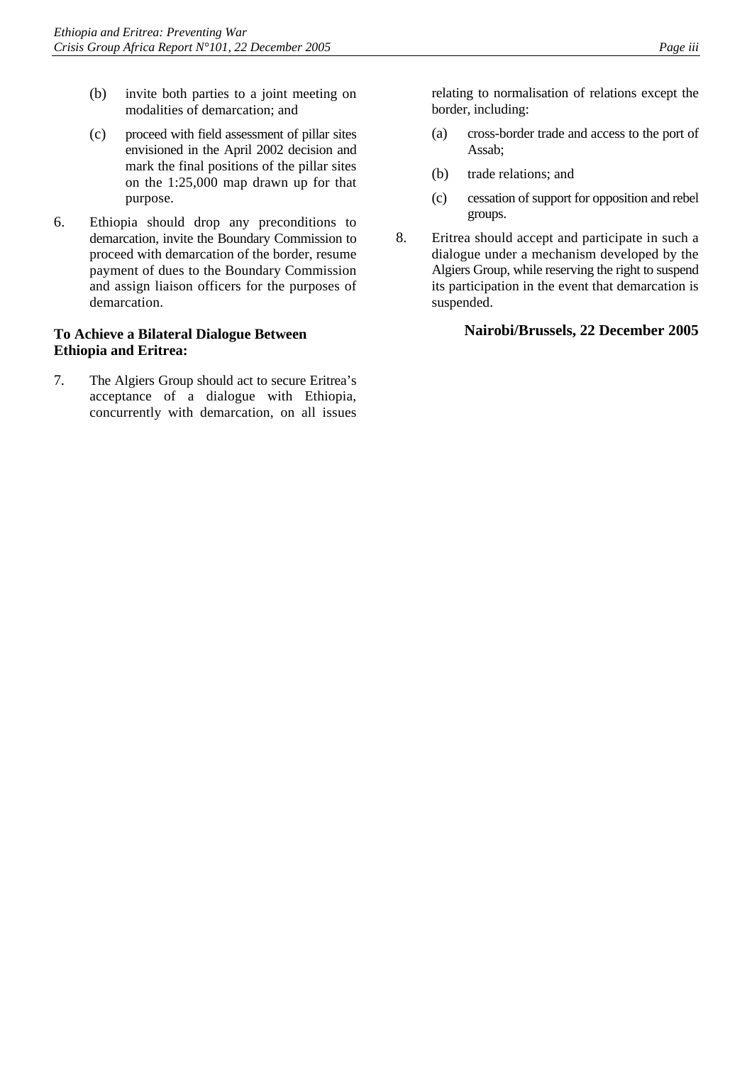(b) invite both parties to a joint meeting on modalities of demarcation; and

(c) proceed with field assessment of pillar sites envisioned in the April 2002 decision and mark the final positions of the pillar sites on the 1:25,000 map drawn up for that purpose.

6. Ethiopia should drop any preconditions to demarcation, invite the Boundary Commission to proceed with demarcation of the border, resume payment of dues to the Boundary Commission and assign liaison officers for the purposes of demarcation.

**To Achieve a Bilateral Dialogue Between Ethiopia and Eritrea:**

7. The Algiers Group should act to secure Eritrea's acceptance of a dialogue with Ethiopia, concurrently with demarcation, on all issues relating to normalisation of relations except the border, including:

   (a) cross-border trade and access to the port of Assab;

   (b) trade relations; and

   (c) cessation of support for opposition and rebel groups.

8. Eritrea should accept and participate in such a dialogue under a mechanism developed by the Algiers Group, while reserving the right to suspend its participation in the event that demarcation is suspended.

**Nairobi/Brussels, 22 December 2005**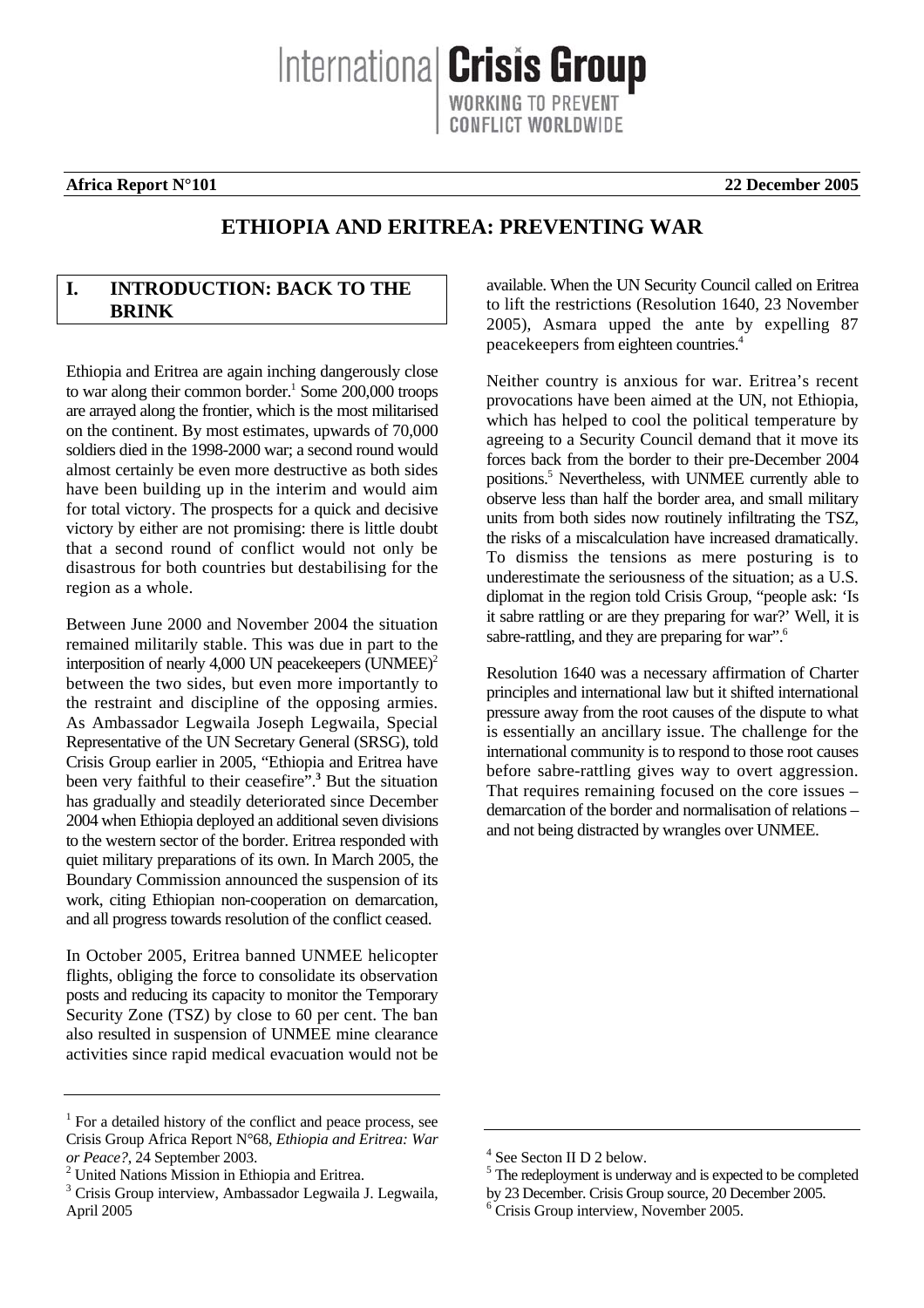# International Crisis Group

WORKING TO PREVENT CONFLICT WORLDWIDE

**Africa Report N°101** **22 December 2005**

# ETHIOPIA AND ERITREA: PREVENTING WAR

## I. INTRODUCTION: BACK TO THE BRINK

Ethiopia and Eritrea are again inching dangerously close to war along their common border.[1] Some 200,000 troops are arrayed along the frontier, which is the most militarised on the continent. By most estimates, upwards of 70,000 soldiers died in the 1998-2000 war; a second round would almost certainly be even more destructive as both sides have been building up in the interim and would aim for total victory. The prospects for a quick and decisive victory by either are not promising: there is little doubt that a second round of conflict would not only be disastrous for both countries but destabilising for the region as a whole.

Between June 2000 and November 2004 the situation remained militarily stable. This was due in part to the interposition of nearly 4,000 UN peacekeepers (UNMEE)[2] between the two sides, but even more importantly to the restraint and discipline of the opposing armies. As Ambassador Legwaila Joseph Legwaila, Special Representative of the UN Secretary General (SRSG), told Crisis Group earlier in 2005, "Ethiopia and Eritrea have been very faithful to their ceasefire".[3] But the situation has gradually and steadily deteriorated since December 2004 when Ethiopia deployed an additional seven divisions to the western sector of the border. Eritrea responded with quiet military preparations of its own. In March 2005, the Boundary Commission announced the suspension of its work, citing Ethiopian non-cooperation on demarcation, and all progress towards resolution of the conflict ceased.

In October 2005, Eritrea banned UNMEE helicopter flights, obliging the force to consolidate its observation posts and reducing its capacity to monitor the Temporary Security Zone (TSZ) by close to 60 per cent. The ban also resulted in suspension of UNMEE mine clearance activities since rapid medical evacuation would not be available. When the UN Security Council called on Eritrea to lift the restrictions (Resolution 1640, 23 November 2005), Asmara upped the ante by expelling 87 peacekeepers from eighteen countries.[4]

Neither country is anxious for war. Eritrea's recent provocations have been aimed at the UN, not Ethiopia, which has helped to cool the political temperature by agreeing to a Security Council demand that it move its forces back from the border to their pre-December 2004 positions.[5] Nevertheless, with UNMEE currently able to observe less than half the border area, and small military units from both sides now routinely infiltrating the TSZ, the risks of a miscalculation have increased dramatically. To dismiss the tensions as mere posturing is to underestimate the seriousness of the situation; as a U.S. diplomat in the region told Crisis Group, "people ask: 'Is it sabre rattling or are they preparing for war?' Well, it is sabre-rattling, and they are preparing for war".[6]

Resolution 1640 was a necessary affirmation of Charter principles and international law but it shifted international pressure away from the root causes of the dispute to what is essentially an ancillary issue. The challenge for the international community is to respond to those root causes before sabre-rattling gives way to overt aggression. That requires remaining focused on the core issues – demarcation of the border and normalisation of relations – and not being distracted by wrangles over UNMEE.

---

[1] For a detailed history of the conflict and peace process, see Crisis Group Africa Report N°68, *Ethiopia and Eritrea: War or Peace?*, 24 September 2003.

[2] United Nations Mission in Ethiopia and Eritrea.

[3] Crisis Group interview, Ambassador Legwaila J. Legwaila, April 2005

[4] See Secton II D 2 below.

[5] The redeployment is underway and is expected to be completed by 23 December. Crisis Group source, 20 December 2005.

[6] Crisis Group interview, November 2005.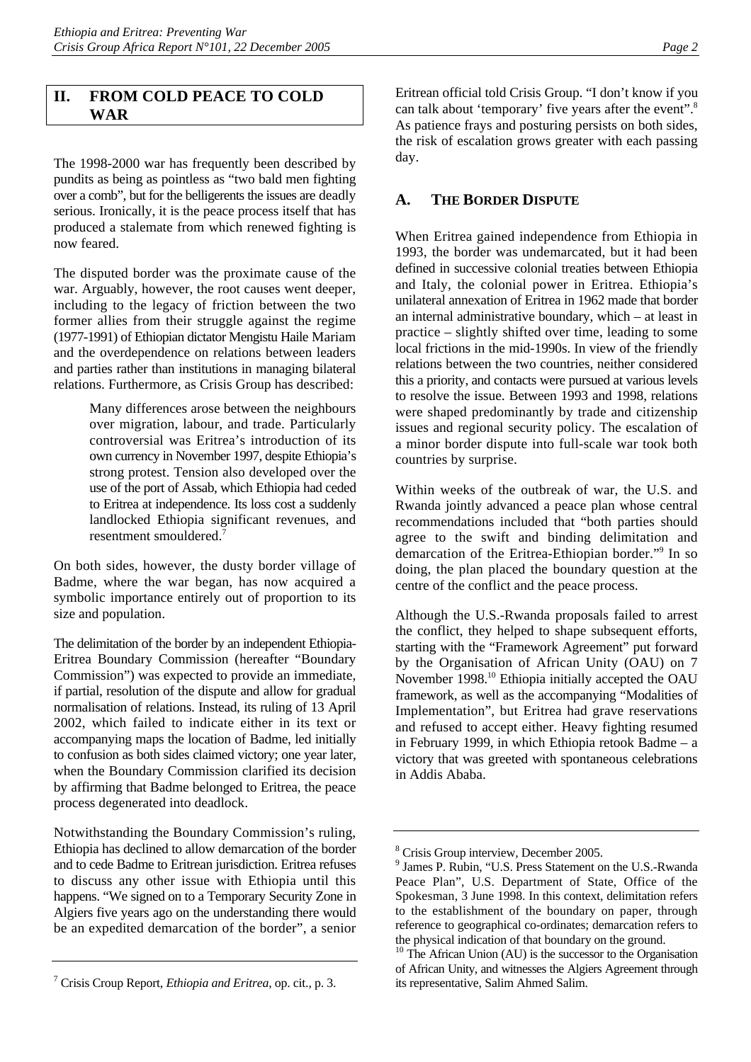## II. FROM COLD PEACE TO COLD WAR

The 1998-2000 war has frequently been described by pundits as being as pointless as "two bald men fighting over a comb", but for the belligerents the issues are deadly serious. Ironically, it is the peace process itself that has produced a stalemate from which renewed fighting is now feared.

The disputed border was the proximate cause of the war. Arguably, however, the root causes went deeper, including to the legacy of friction between the two former allies from their struggle against the regime (1977-1991) of Ethiopian dictator Mengistu Haile Mariam and the overdependence on relations between leaders and parties rather than institutions in managing bilateral relations. Furthermore, as Crisis Group has described:

> Many differences arose between the neighbours over migration, labour, and trade. Particularly controversial was Eritrea's introduction of its own currency in November 1997, despite Ethiopia's strong protest. Tension also developed over the use of the port of Assab, which Ethiopia had ceded to Eritrea at independence. Its loss cost a suddenly landlocked Ethiopia significant revenues, and resentment smouldered.[7]

On both sides, however, the dusty border village of Badme, where the war began, has now acquired a symbolic importance entirely out of proportion to its size and population.

The delimitation of the border by an independent Ethiopia-Eritrea Boundary Commission (hereafter "Boundary Commission") was expected to provide an immediate, if partial, resolution of the dispute and allow for gradual normalisation of relations. Instead, its ruling of 13 April 2002, which failed to indicate either in its text or accompanying maps the location of Badme, led initially to confusion as both sides claimed victory; one year later, when the Boundary Commission clarified its decision by affirming that Badme belonged to Eritrea, the peace process degenerated into deadlock.

Notwithstanding the Boundary Commission's ruling, Ethiopia has declined to allow demarcation of the border and to cede Badme to Eritrean jurisdiction. Eritrea refuses to discuss any other issue with Ethiopia until this happens. "We signed on to a Temporary Security Zone in Algiers five years ago on the understanding there would be an expedited demarcation of the border", a senior Eritrean official told Crisis Group. "I don't know if you can talk about 'temporary' five years after the event".[8] As patience frays and posturing persists on both sides, the risk of escalation grows greater with each passing day.

### A. THE BORDER DISPUTE

When Eritrea gained independence from Ethiopia in 1993, the border was undemarcated, but it had been defined in successive colonial treaties between Ethiopia and Italy, the colonial power in Eritrea. Ethiopia's unilateral annexation of Eritrea in 1962 made that border an internal administrative boundary, which – at least in practice – slightly shifted over time, leading to some local frictions in the mid-1990s. In view of the friendly relations between the two countries, neither considered this a priority, and contacts were pursued at various levels to resolve the issue. Between 1993 and 1998, relations were shaped predominantly by trade and citizenship issues and regional security policy. The escalation of a minor border dispute into full-scale war took both countries by surprise.

Within weeks of the outbreak of war, the U.S. and Rwanda jointly advanced a peace plan whose central recommendations included that "both parties should agree to the swift and binding delimitation and demarcation of the Eritrea-Ethiopian border."[9] In so doing, the plan placed the boundary question at the centre of the conflict and the peace process.

Although the U.S.-Rwanda proposals failed to arrest the conflict, they helped to shape subsequent efforts, starting with the "Framework Agreement" put forward by the Organisation of African Unity (OAU) on 7 November 1998.[10] Ethiopia initially accepted the OAU framework, as well as the accompanying "Modalities of Implementation", but Eritrea had grave reservations and refused to accept either. Heavy fighting resumed in February 1999, in which Ethiopia retook Badme – a victory that was greeted with spontaneous celebrations in Addis Ababa.

---

[7] Crisis Croup Report, *Ethiopia and Eritrea*, op. cit., p. 3.

[8] Crisis Group interview, December 2005.

[9] James P. Rubin, "U.S. Press Statement on the U.S.-Rwanda Peace Plan", U.S. Department of State, Office of the Spokesman, 3 June 1998. In this context, delimitation refers to the establishment of the boundary on paper, through reference to geographical co-ordinates; demarcation refers to the physical indication of that boundary on the ground.

[10] The African Union (AU) is the successor to the Organisation of African Unity, and witnesses the Algiers Agreement through its representative, Salim Ahmed Salim.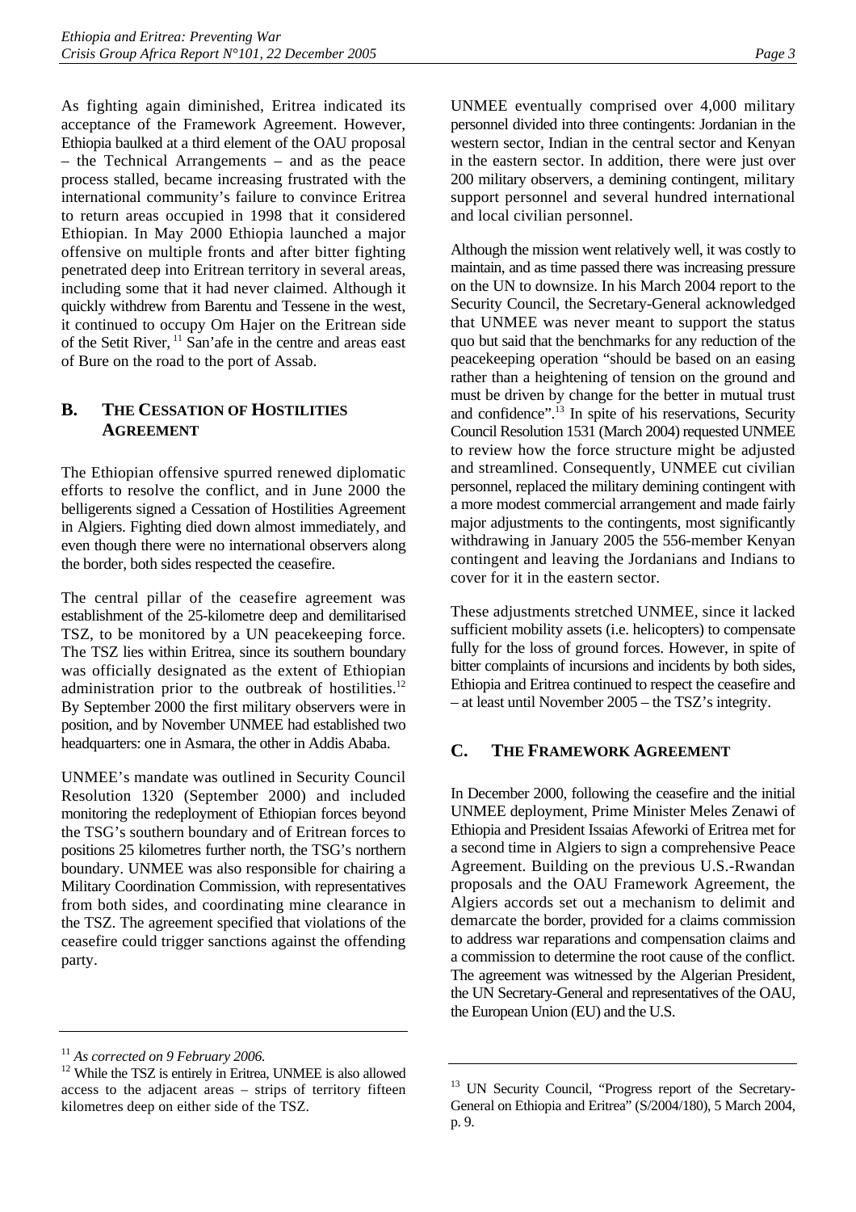As fighting again diminished, Eritrea indicated its acceptance of the Framework Agreement. However, Ethiopia baulked at a third element of the OAU proposal – the Technical Arrangements – and as the peace process stalled, became increasing frustrated with the international community's failure to convince Eritrea to return areas occupied in 1998 that it considered Ethiopian. In May 2000 Ethiopia launched a major offensive on multiple fronts and after bitter fighting penetrated deep into Eritrean territory in several areas, including some that it had never claimed. Although it quickly withdrew from Barentu and Tessene in the west, it continued to occupy Om Hajer on the Eritrean side of the Setit River,[11] San'afe in the centre and areas east of Bure on the road to the port of Assab.

## B. The Cessation of Hostilities Agreement

The Ethiopian offensive spurred renewed diplomatic efforts to resolve the conflict, and in June 2000 the belligerents signed a Cessation of Hostilities Agreement in Algiers. Fighting died down almost immediately, and even though there were no international observers along the border, both sides respected the ceasefire.

The central pillar of the ceasefire agreement was establishment of the 25-kilometre deep and demilitarised TSZ, to be monitored by a UN peacekeeping force. The TSZ lies within Eritrea, since its southern boundary was officially designated as the extent of Ethiopian administration prior to the outbreak of hostilities.[12] By September 2000 the first military observers were in position, and by November UNMEE had established two headquarters: one in Asmara, the other in Addis Ababa.

UNMEE's mandate was outlined in Security Council Resolution 1320 (September 2000) and included monitoring the redeployment of Ethiopian forces beyond the TSG's southern boundary and of Eritrean forces to positions 25 kilometres further north, the TSG's northern boundary. UNMEE was also responsible for chairing a Military Coordination Commission, with representatives from both sides, and coordinating mine clearance in the TSZ. The agreement specified that violations of the ceasefire could trigger sanctions against the offending party.

UNMEE eventually comprised over 4,000 military personnel divided into three contingents: Jordanian in the western sector, Indian in the central sector and Kenyan in the eastern sector. In addition, there were just over 200 military observers, a demining contingent, military support personnel and several hundred international and local civilian personnel.

Although the mission went relatively well, it was costly to maintain, and as time passed there was increasing pressure on the UN to downsize. In his March 2004 report to the Security Council, the Secretary-General acknowledged that UNMEE was never meant to support the status quo but said that the benchmarks for any reduction of the peacekeeping operation "should be based on an easing rather than a heightening of tension on the ground and must be driven by change for the better in mutual trust and confidence".[13] In spite of his reservations, Security Council Resolution 1531 (March 2004) requested UNMEE to review how the force structure might be adjusted and streamlined. Consequently, UNMEE cut civilian personnel, replaced the military demining contingent with a more modest commercial arrangement and made fairly major adjustments to the contingents, most significantly withdrawing in January 2005 the 556-member Kenyan contingent and leaving the Jordanians and Indians to cover for it in the eastern sector.

These adjustments stretched UNMEE, since it lacked sufficient mobility assets (i.e. helicopters) to compensate fully for the loss of ground forces. However, in spite of bitter complaints of incursions and incidents by both sides, Ethiopia and Eritrea continued to respect the ceasefire and – at least until November 2005 – the TSZ's integrity.

## C. The Framework Agreement

In December 2000, following the ceasefire and the initial UNMEE deployment, Prime Minister Meles Zenawi of Ethiopia and President Issaias Afeworki of Eritrea met for a second time in Algiers to sign a comprehensive Peace Agreement. Building on the previous U.S.-Rwandan proposals and the OAU Framework Agreement, the Algiers accords set out a mechanism to delimit and demarcate the border, provided for a claims commission to address war reparations and compensation claims and a commission to determine the root cause of the conflict. The agreement was witnessed by the Algerian President, the UN Secretary-General and representatives of the OAU, the European Union (EU) and the U.S.

---

[11] *As corrected on 9 February 2006.*

[12] While the TSZ is entirely in Eritrea, UNMEE is also allowed access to the adjacent areas – strips of territory fifteen kilometres deep on either side of the TSZ.

[13] UN Security Council, "Progress report of the Secretary-General on Ethiopia and Eritrea" (S/2004/180), 5 March 2004, p. 9.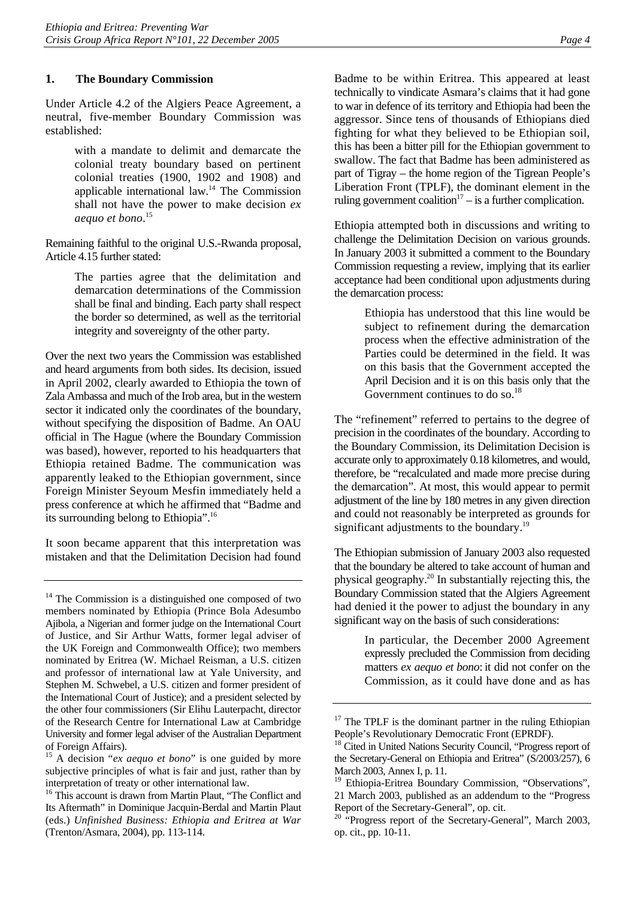### 1. The Boundary Commission

Under Article 4.2 of the Algiers Peace Agreement, a neutral, five-member Boundary Commission was established:

> with a mandate to delimit and demarcate the colonial treaty boundary based on pertinent colonial treaties (1900, 1902 and 1908) and applicable international law.[14] The Commission shall not have the power to make decision *ex aequo et bono*.[15]

Remaining faithful to the original U.S.-Rwanda proposal, Article 4.15 further stated:

> The parties agree that the delimitation and demarcation determinations of the Commission shall be final and binding. Each party shall respect the border so determined, as well as the territorial integrity and sovereignty of the other party.

Over the next two years the Commission was established and heard arguments from both sides. Its decision, issued in April 2002, clearly awarded to Ethiopia the town of Zala Ambassa and much of the Irob area, but in the western sector it indicated only the coordinates of the boundary, without specifying the disposition of Badme. An OAU official in The Hague (where the Boundary Commission was based), however, reported to his headquarters that Ethiopia retained Badme. The communication was apparently leaked to the Ethiopian government, since Foreign Minister Seyoum Mesfin immediately held a press conference at which he affirmed that "Badme and its surrounding belong to Ethiopia".[16]

It soon became apparent that this interpretation was mistaken and that the Delimitation Decision had found Badme to be within Eritrea. This appeared at least technically to vindicate Asmara's claims that it had gone to war in defence of its territory and Ethiopia had been the aggressor. Since tens of thousands of Ethiopians died fighting for what they believed to be Ethiopian soil, this has been a bitter pill for the Ethiopian government to swallow. The fact that Badme has been administered as part of Tigray – the home region of the Tigrean People's Liberation Front (TPLF), the dominant element in the ruling government coalition[17] – is a further complication.

Ethiopia attempted both in discussions and writing to challenge the Delimitation Decision on various grounds. In January 2003 it submitted a comment to the Boundary Commission requesting a review, implying that its earlier acceptance had been conditional upon adjustments during the demarcation process:

> Ethiopia has understood that this line would be subject to refinement during the demarcation process when the effective administration of the Parties could be determined in the field. It was on this basis that the Government accepted the April Decision and it is on this basis only that the Government continues to do so.[18]

The "refinement" referred to pertains to the degree of precision in the coordinates of the boundary. According to the Boundary Commission, its Delimitation Decision is accurate only to approximately 0.18 kilometres, and would, therefore, be "recalculated and made more precise during the demarcation". At most, this would appear to permit adjustment of the line by 180 metres in any given direction and could not reasonably be interpreted as grounds for significant adjustments to the boundary.[19]

The Ethiopian submission of January 2003 also requested that the boundary be altered to take account of human and physical geography.[20] In substantially rejecting this, the Boundary Commission stated that the Algiers Agreement had denied it the power to adjust the boundary in any significant way on the basis of such considerations:

> In particular, the December 2000 Agreement expressly precluded the Commission from deciding matters *ex aequo et bono*: it did not confer on the Commission, as it could have done and as has

---

[14] The Commission is a distinguished one composed of two members nominated by Ethiopia (Prince Bola Adesumbo Ajibola, a Nigerian and former judge on the International Court of Justice, and Sir Arthur Watts, former legal adviser of the UK Foreign and Commonwealth Office); two members nominated by Eritrea (W. Michael Reisman, a U.S. citizen and professor of international law at Yale University, and Stephen M. Schwebel, a U.S. citizen and former president of the International Court of Justice); and a president selected by the other four commissioners (Sir Elihu Lauterpacht, director of the Research Centre for International Law at Cambridge University and former legal adviser of the Australian Department of Foreign Affairs).

[15] A decision "*ex aequo et bono*" is one guided by more subjective principles of what is fair and just, rather than by interpretation of treaty or other international law.

[16] This account is drawn from Martin Plaut, "The Conflict and Its Aftermath" in Dominique Jacquin-Berdal and Martin Plaut (eds.) *Unfinished Business: Ethiopia and Eritrea at War* (Trenton/Asmara, 2004), pp. 113-114.

[17] The TPLF is the dominant partner in the ruling Ethiopian People's Revolutionary Democratic Front (EPRDF).

[18] Cited in United Nations Security Council, "Progress report of the Secretary-General on Ethiopia and Eritrea" (S/2003/257), 6 March 2003, Annex I, p. 11.

[19] Ethiopia-Eritrea Boundary Commission, "Observations", 21 March 2003, published as an addendum to the "Progress Report of the Secretary-General", op. cit.

[20] "Progress report of the Secretary-General", March 2003, op. cit., pp. 10-11.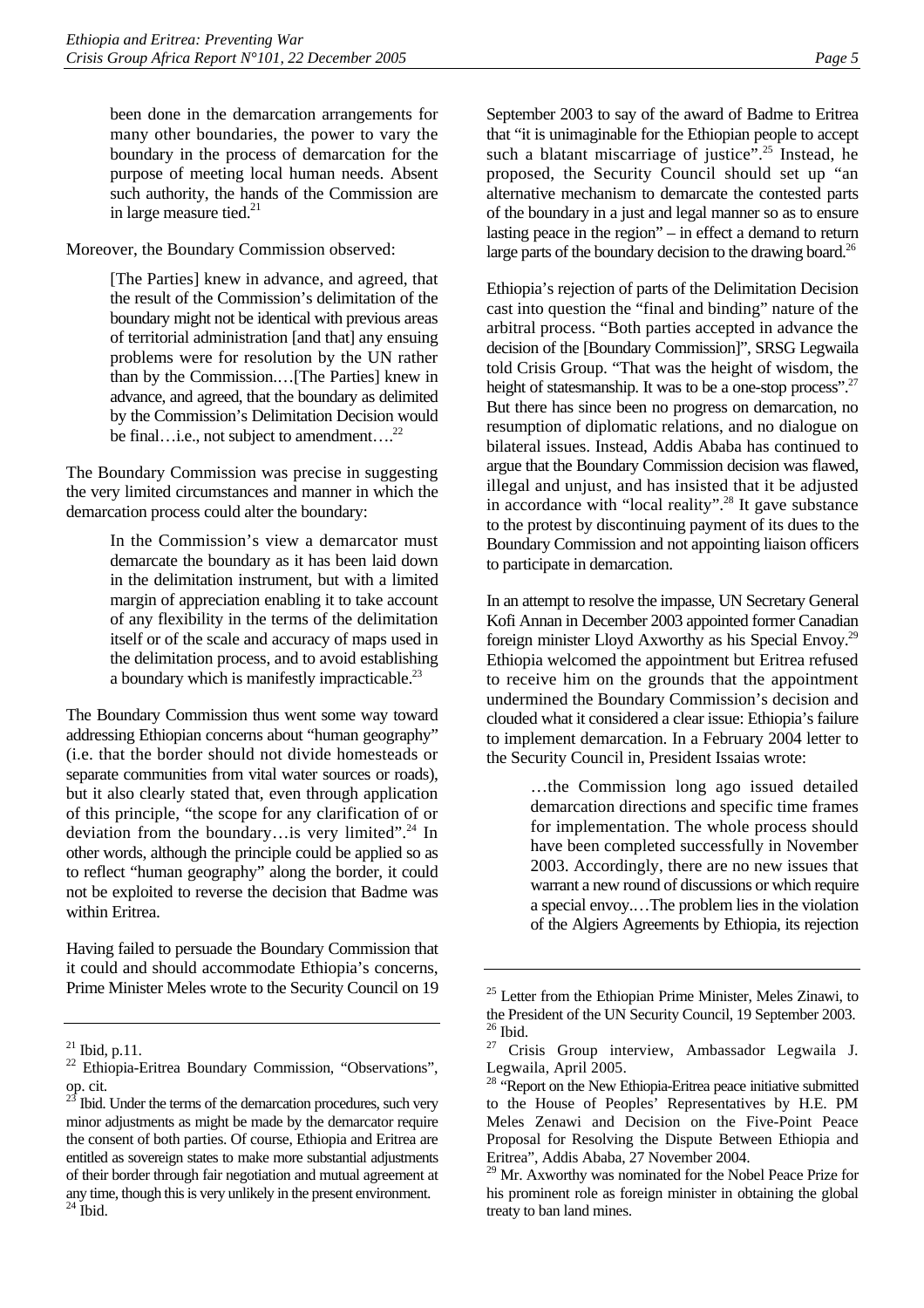been done in the demarcation arrangements for many other boundaries, the power to vary the boundary in the process of demarcation for the purpose of meeting local human needs. Absent such authority, the hands of the Commission are in large measure tied.[21]

Moreover, the Boundary Commission observed:

> [The Parties] knew in advance, and agreed, that the result of the Commission's delimitation of the boundary might not be identical with previous areas of territorial administration [and that] any ensuing problems were for resolution by the UN rather than by the Commission.…[The Parties] knew in advance, and agreed, that the boundary as delimited by the Commission's Delimitation Decision would be final…i.e., not subject to amendment….[22]

The Boundary Commission was precise in suggesting the very limited circumstances and manner in which the demarcation process could alter the boundary:

> In the Commission's view a demarcator must demarcate the boundary as it has been laid down in the delimitation instrument, but with a limited margin of appreciation enabling it to take account of any flexibility in the terms of the delimitation itself or of the scale and accuracy of maps used in the delimitation process, and to avoid establishing a boundary which is manifestly impracticable.[23]

The Boundary Commission thus went some way toward addressing Ethiopian concerns about "human geography" (i.e. that the border should not divide homesteads or separate communities from vital water sources or roads), but it also clearly stated that, even through application of this principle, "the scope for any clarification of or deviation from the boundary…is very limited".[24] In other words, although the principle could be applied so as to reflect "human geography" along the border, it could not be exploited to reverse the decision that Badme was within Eritrea.

Having failed to persuade the Boundary Commission that it could and should accommodate Ethiopia's concerns, Prime Minister Meles wrote to the Security Council on 19 September 2003 to say of the award of Badme to Eritrea that "it is unimaginable for the Ethiopian people to accept such a blatant miscarriage of justice".[25] Instead, he proposed, the Security Council should set up "an alternative mechanism to demarcate the contested parts of the boundary in a just and legal manner so as to ensure lasting peace in the region" – in effect a demand to return large parts of the boundary decision to the drawing board.[26]

Ethiopia's rejection of parts of the Delimitation Decision cast into question the "final and binding" nature of the arbitral process. "Both parties accepted in advance the decision of the [Boundary Commission]", SRSG Legwaila told Crisis Group. "That was the height of wisdom, the height of statesmanship. It was to be a one-stop process".[27] But there has since been no progress on demarcation, no resumption of diplomatic relations, and no dialogue on bilateral issues. Instead, Addis Ababa has continued to argue that the Boundary Commission decision was flawed, illegal and unjust, and has insisted that it be adjusted in accordance with "local reality".[28] It gave substance to the protest by discontinuing payment of its dues to the Boundary Commission and not appointing liaison officers to participate in demarcation.

In an attempt to resolve the impasse, UN Secretary General Kofi Annan in December 2003 appointed former Canadian foreign minister Lloyd Axworthy as his Special Envoy.[29] Ethiopia welcomed the appointment but Eritrea refused to receive him on the grounds that the appointment undermined the Boundary Commission's decision and clouded what it considered a clear issue: Ethiopia's failure to implement demarcation. In a February 2004 letter to the Security Council in, President Issaias wrote:

> …the Commission long ago issued detailed demarcation directions and specific time frames for implementation. The whole process should have been completed successfully in November 2003. Accordingly, there are no new issues that warrant a new round of discussions or which require a special envoy.…The problem lies in the violation of the Algiers Agreements by Ethiopia, its rejection

---

[21] Ibid, p.11.

[22] Ethiopia-Eritrea Boundary Commission, "Observations", op. cit.

[23] Ibid. Under the terms of the demarcation procedures, such very minor adjustments as might be made by the demarcator require the consent of both parties. Of course, Ethiopia and Eritrea are entitled as sovereign states to make more substantial adjustments of their border through fair negotiation and mutual agreement at any time, though this is very unlikely in the present environment.

[24] Ibid.

[25] Letter from the Ethiopian Prime Minister, Meles Zinawi, to the President of the UN Security Council, 19 September 2003.

[26] Ibid.

[27] Crisis Group interview, Ambassador Legwaila J. Legwaila, April 2005.

[28] "Report on the New Ethiopia-Eritrea peace initiative submitted to the House of Peoples' Representatives by H.E. PM Meles Zenawi and Decision on the Five-Point Peace Proposal for Resolving the Dispute Between Ethiopia and Eritrea", Addis Ababa, 27 November 2004.

[29] Mr. Axworthy was nominated for the Nobel Peace Prize for his prominent role as foreign minister in obtaining the global treaty to ban land mines.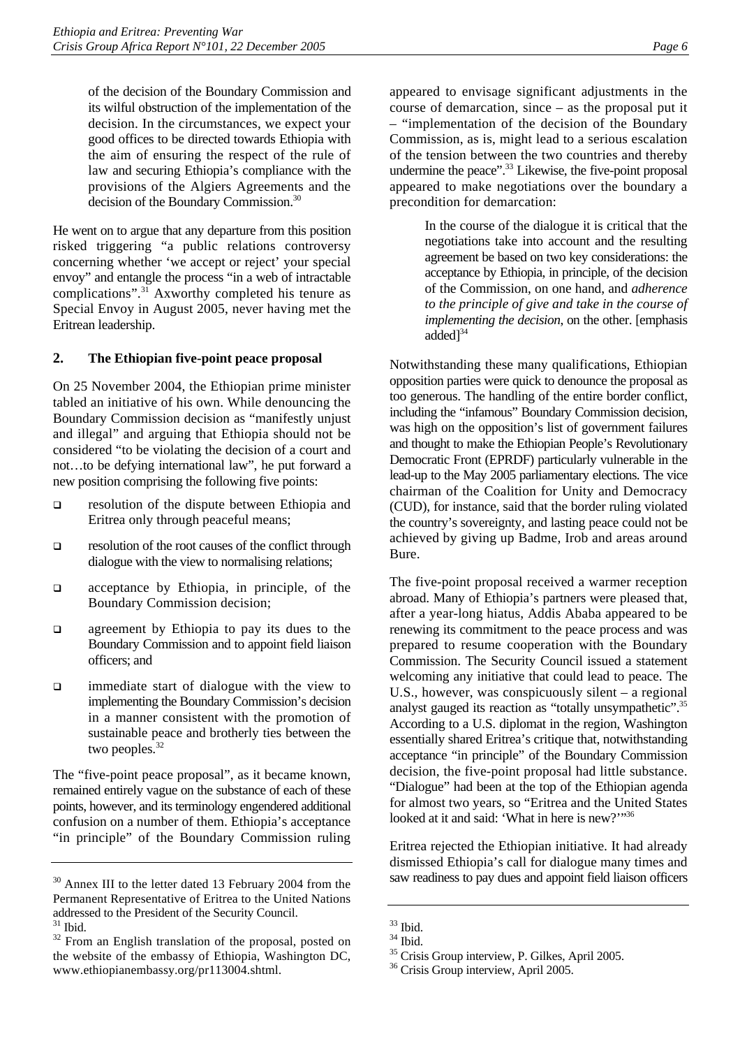of the decision of the Boundary Commission and its wilful obstruction of the implementation of the decision. In the circumstances, we expect your good offices to be directed towards Ethiopia with the aim of ensuring the respect of the rule of law and securing Ethiopia's compliance with the provisions of the Algiers Agreements and the decision of the Boundary Commission.[30]

He went on to argue that any departure from this position risked triggering "a public relations controversy concerning whether 'we accept or reject' your special envoy" and entangle the process "in a web of intractable complications".[31] Axworthy completed his tenure as Special Envoy in August 2005, never having met the Eritrean leadership.

### 2. The Ethiopian five-point peace proposal

On 25 November 2004, the Ethiopian prime minister tabled an initiative of his own. While denouncing the Boundary Commission decision as "manifestly unjust and illegal" and arguing that Ethiopia should not be considered "to be violating the decision of a court and not…to be defying international law", he put forward a new position comprising the following five points:

- resolution of the dispute between Ethiopia and Eritrea only through peaceful means;
- resolution of the root causes of the conflict through dialogue with the view to normalising relations;
- acceptance by Ethiopia, in principle, of the Boundary Commission decision;
- agreement by Ethiopia to pay its dues to the Boundary Commission and to appoint field liaison officers; and
- immediate start of dialogue with the view to implementing the Boundary Commission's decision in a manner consistent with the promotion of sustainable peace and brotherly ties between the two peoples.[32]

The "five-point peace proposal", as it became known, remained entirely vague on the substance of each of these points, however, and its terminology engendered additional confusion on a number of them. Ethiopia's acceptance "in principle" of the Boundary Commission ruling appeared to envisage significant adjustments in the course of demarcation, since – as the proposal put it – "implementation of the decision of the Boundary Commission, as is, might lead to a serious escalation of the tension between the two countries and thereby undermine the peace".[33] Likewise, the five-point proposal appeared to make negotiations over the boundary a precondition for demarcation:

> In the course of the dialogue it is critical that the negotiations take into account and the resulting agreement be based on two key considerations: the acceptance by Ethiopia, in principle, of the decision of the Commission, on one hand, and *adherence to the principle of give and take in the course of implementing the decision*, on the other. [emphasis added][34]

Notwithstanding these many qualifications, Ethiopian opposition parties were quick to denounce the proposal as too generous. The handling of the entire border conflict, including the "infamous" Boundary Commission decision, was high on the opposition's list of government failures and thought to make the Ethiopian People's Revolutionary Democratic Front (EPRDF) particularly vulnerable in the lead-up to the May 2005 parliamentary elections. The vice chairman of the Coalition for Unity and Democracy (CUD), for instance, said that the border ruling violated the country's sovereignty, and lasting peace could not be achieved by giving up Badme, Irob and areas around Bure.

The five-point proposal received a warmer reception abroad. Many of Ethiopia's partners were pleased that, after a year-long hiatus, Addis Ababa appeared to be renewing its commitment to the peace process and was prepared to resume cooperation with the Boundary Commission. The Security Council issued a statement welcoming any initiative that could lead to peace. The U.S., however, was conspicuously silent – a regional analyst gauged its reaction as "totally unsympathetic".[35] According to a U.S. diplomat in the region, Washington essentially shared Eritrea's critique that, notwithstanding acceptance "in principle" of the Boundary Commission decision, the five-point proposal had little substance. "Dialogue" had been at the top of the Ethiopian agenda for almost two years, so "Eritrea and the United States looked at it and said: 'What in here is new?'"[36]

Eritrea rejected the Ethiopian initiative. It had already dismissed Ethiopia's call for dialogue many times and saw readiness to pay dues and appoint field liaison officers

---

[30] Annex III to the letter dated 13 February 2004 from the Permanent Representative of Eritrea to the United Nations addressed to the President of the Security Council.

[31] Ibid.

[32] From an English translation of the proposal, posted on the website of the embassy of Ethiopia, Washington DC, www.ethiopianembassy.org/pr113004.shtml.

[33] Ibid.

[34] Ibid.

[35] Crisis Group interview, P. Gilkes, April 2005.

[36] Crisis Group interview, April 2005.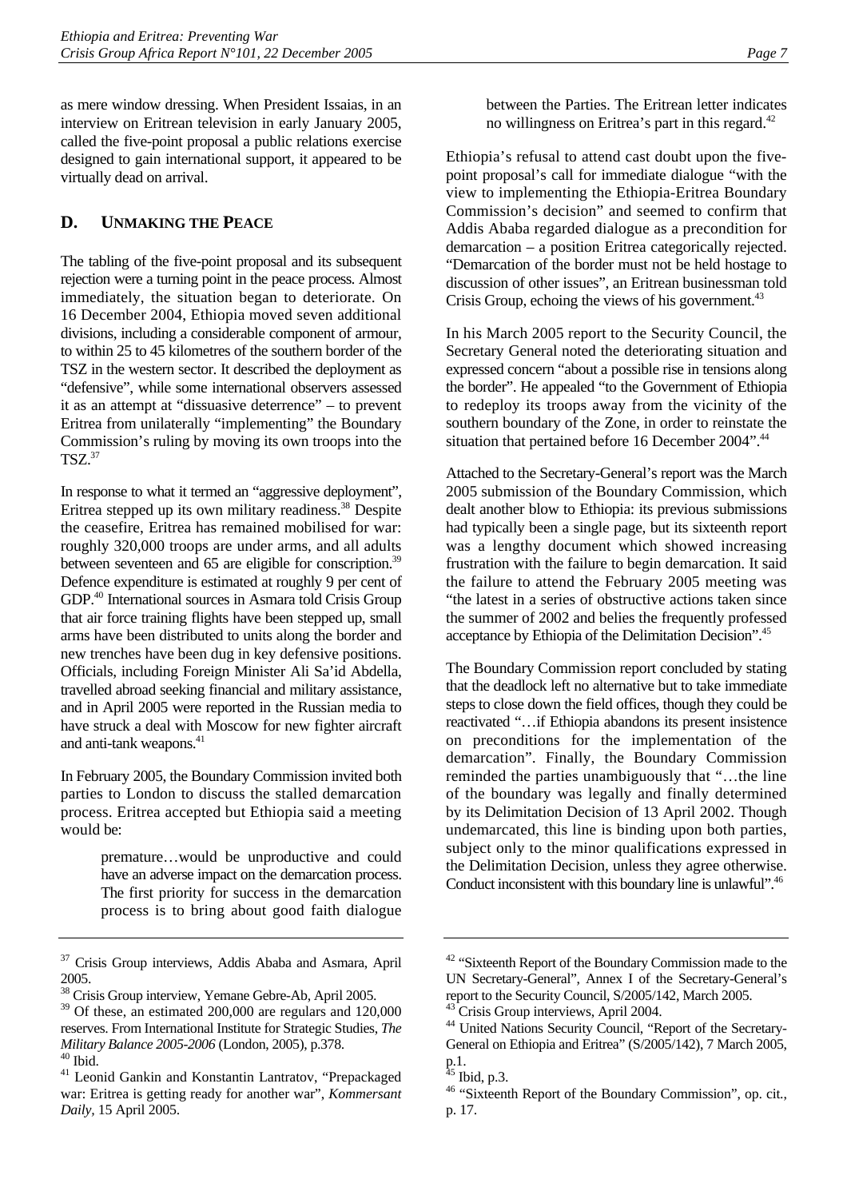as mere window dressing. When President Issaias, in an interview on Eritrean television in early January 2005, called the five-point proposal a public relations exercise designed to gain international support, it appeared to be virtually dead on arrival.

## D. UNMAKING THE PEACE

The tabling of the five-point proposal and its subsequent rejection were a turning point in the peace process. Almost immediately, the situation began to deteriorate. On 16 December 2004, Ethiopia moved seven additional divisions, including a considerable component of armour, to within 25 to 45 kilometres of the southern border of the TSZ in the western sector. It described the deployment as "defensive", while some international observers assessed it as an attempt at "dissuasive deterrence" – to prevent Eritrea from unilaterally "implementing" the Boundary Commission's ruling by moving its own troops into the TSZ.[37]

In response to what it termed an "aggressive deployment", Eritrea stepped up its own military readiness.[38] Despite the ceasefire, Eritrea has remained mobilised for war: roughly 320,000 troops are under arms, and all adults between seventeen and 65 are eligible for conscription.[39] Defence expenditure is estimated at roughly 9 per cent of GDP.[40] International sources in Asmara told Crisis Group that air force training flights have been stepped up, small arms have been distributed to units along the border and new trenches have been dug in key defensive positions. Officials, including Foreign Minister Ali Sa'id Abdella, travelled abroad seeking financial and military assistance, and in April 2005 were reported in the Russian media to have struck a deal with Moscow for new fighter aircraft and anti-tank weapons.[41]

In February 2005, the Boundary Commission invited both parties to London to discuss the stalled demarcation process. Eritrea accepted but Ethiopia said a meeting would be:

> premature…would be unproductive and could have an adverse impact on the demarcation process. The first priority for success in the demarcation process is to bring about good faith dialogue between the Parties. The Eritrean letter indicates no willingness on Eritrea's part in this regard.[42]

Ethiopia's refusal to attend cast doubt upon the five-point proposal's call for immediate dialogue "with the view to implementing the Ethiopia-Eritrea Boundary Commission's decision" and seemed to confirm that Addis Ababa regarded dialogue as a precondition for demarcation – a position Eritrea categorically rejected. "Demarcation of the border must not be held hostage to discussion of other issues", an Eritrean businessman told Crisis Group, echoing the views of his government.[43]

In his March 2005 report to the Security Council, the Secretary General noted the deteriorating situation and expressed concern "about a possible rise in tensions along the border". He appealed "to the Government of Ethiopia to redeploy its troops away from the vicinity of the southern boundary of the Zone, in order to reinstate the situation that pertained before 16 December 2004".[44]

Attached to the Secretary-General's report was the March 2005 submission of the Boundary Commission, which dealt another blow to Ethiopia: its previous submissions had typically been a single page, but its sixteenth report was a lengthy document which showed increasing frustration with the failure to begin demarcation. It said the failure to attend the February 2005 meeting was "the latest in a series of obstructive actions taken since the summer of 2002 and belies the frequently professed acceptance by Ethiopia of the Delimitation Decision".[45]

The Boundary Commission report concluded by stating that the deadlock left no alternative but to take immediate steps to close down the field offices, though they could be reactivated "…if Ethiopia abandons its present insistence on preconditions for the implementation of the demarcation". Finally, the Boundary Commission reminded the parties unambiguously that "…the line of the boundary was legally and finally determined by its Delimitation Decision of 13 April 2002. Though undemarcated, this line is binding upon both parties, subject only to the minor qualifications expressed in the Delimitation Decision, unless they agree otherwise. Conduct inconsistent with this boundary line is unlawful".[46]

---

[37] Crisis Group interviews, Addis Ababa and Asmara, April 2005.

[38] Crisis Group interview, Yemane Gebre-Ab, April 2005.

[39] Of these, an estimated 200,000 are regulars and 120,000 reserves. From International Institute for Strategic Studies, *The Military Balance 2005-2006* (London, 2005), p.378.

[40] Ibid.

[41] Leonid Gankin and Konstantin Lantratov, "Prepackaged war: Eritrea is getting ready for another war", *Kommersant Daily*, 15 April 2005.

[42] "Sixteenth Report of the Boundary Commission made to the UN Secretary-General", Annex I of the Secretary-General's report to the Security Council, S/2005/142, March 2005.

[43] Crisis Group interviews, April 2004.

[44] United Nations Security Council, "Report of the Secretary-General on Ethiopia and Eritrea" (S/2005/142), 7 March 2005, p.1.

[45] Ibid, p.3.

[46] "Sixteenth Report of the Boundary Commission", op. cit., p. 17.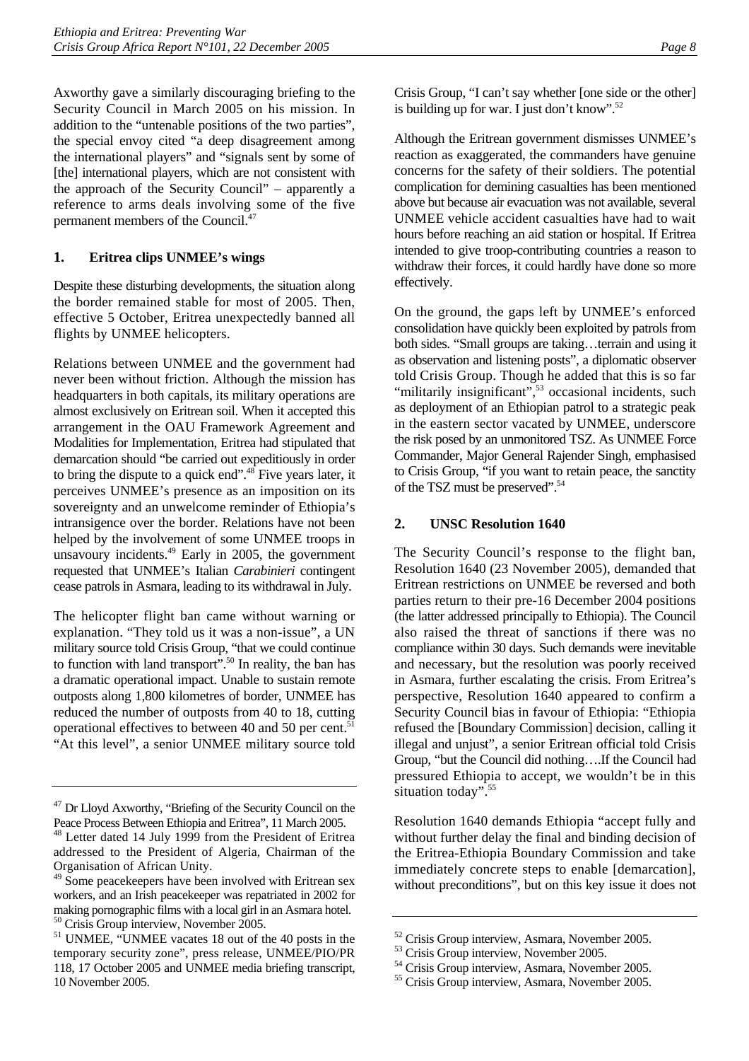Axworthy gave a similarly discouraging briefing to the Security Council in March 2005 on his mission. In addition to the "untenable positions of the two parties", the special envoy cited "a deep disagreement among the international players" and "signals sent by some of [the] international players, which are not consistent with the approach of the Security Council" – apparently a reference to arms deals involving some of the five permanent members of the Council.[47]

### 1. Eritrea clips UNMEE's wings

Despite these disturbing developments, the situation along the border remained stable for most of 2005. Then, effective 5 October, Eritrea unexpectedly banned all flights by UNMEE helicopters.

Relations between UNMEE and the government had never been without friction. Although the mission has headquarters in both capitals, its military operations are almost exclusively on Eritrean soil. When it accepted this arrangement in the OAU Framework Agreement and Modalities for Implementation, Eritrea had stipulated that demarcation should "be carried out expeditiously in order to bring the dispute to a quick end".[48] Five years later, it perceives UNMEE's presence as an imposition on its sovereignty and an unwelcome reminder of Ethiopia's intransigence over the border. Relations have not been helped by the involvement of some UNMEE troops in unsavoury incidents.[49] Early in 2005, the government requested that UNMEE's Italian *Carabinieri* contingent cease patrols in Asmara, leading to its withdrawal in July.

The helicopter flight ban came without warning or explanation. "They told us it was a non-issue", a UN military source told Crisis Group, "that we could continue to function with land transport".[50] In reality, the ban has a dramatic operational impact. Unable to sustain remote outposts along 1,800 kilometres of border, UNMEE has reduced the number of outposts from 40 to 18, cutting operational effectives to between 40 and 50 per cent.[51] "At this level", a senior UNMEE military source told Crisis Group, "I can't say whether [one side or the other] is building up for war. I just don't know".[52]

Although the Eritrean government dismisses UNMEE's reaction as exaggerated, the commanders have genuine concerns for the safety of their soldiers. The potential complication for demining casualties has been mentioned above but because air evacuation was not available, several UNMEE vehicle accident casualties have had to wait hours before reaching an aid station or hospital. If Eritrea intended to give troop-contributing countries a reason to withdraw their forces, it could hardly have done so more effectively.

On the ground, the gaps left by UNMEE's enforced consolidation have quickly been exploited by patrols from both sides. "Small groups are taking…terrain and using it as observation and listening posts", a diplomatic observer told Crisis Group. Though he added that this is so far "militarily insignificant",[53] occasional incidents, such as deployment of an Ethiopian patrol to a strategic peak in the eastern sector vacated by UNMEE, underscore the risk posed by an unmonitored TSZ. As UNMEE Force Commander, Major General Rajender Singh, emphasised to Crisis Group, "if you want to retain peace, the sanctity of the TSZ must be preserved".[54]

### 2. UNSC Resolution 1640

The Security Council's response to the flight ban, Resolution 1640 (23 November 2005), demanded that Eritrean restrictions on UNMEE be reversed and both parties return to their pre-16 December 2004 positions (the latter addressed principally to Ethiopia). The Council also raised the threat of sanctions if there was no compliance within 30 days. Such demands were inevitable and necessary, but the resolution was poorly received in Asmara, further escalating the crisis. From Eritrea's perspective, Resolution 1640 appeared to confirm a Security Council bias in favour of Ethiopia: "Ethiopia refused the [Boundary Commission] decision, calling it illegal and unjust", a senior Eritrean official told Crisis Group, "but the Council did nothing….If the Council had pressured Ethiopia to accept, we wouldn't be in this situation today".[55]

Resolution 1640 demands Ethiopia "accept fully and without further delay the final and binding decision of the Eritrea-Ethiopia Boundary Commission and take immediately concrete steps to enable [demarcation], without preconditions", but on this key issue it does not

---

[47] Dr Lloyd Axworthy, "Briefing of the Security Council on the Peace Process Between Ethiopia and Eritrea", 11 March 2005.

[48] Letter dated 14 July 1999 from the President of Eritrea addressed to the President of Algeria, Chairman of the Organisation of African Unity.

[49] Some peacekeepers have been involved with Eritrean sex workers, and an Irish peacekeeper was repatriated in 2002 for making pornographic films with a local girl in an Asmara hotel.

[50] Crisis Group interview, November 2005.

[51] UNMEE, "UNMEE vacates 18 out of the 40 posts in the temporary security zone", press release, UNMEE/PIO/PR 118, 17 October 2005 and UNMEE media briefing transcript, 10 November 2005.

[52] Crisis Group interview, Asmara, November 2005.

[53] Crisis Group interview, November 2005.

[54] Crisis Group interview, Asmara, November 2005.

[55] Crisis Group interview, Asmara, November 2005.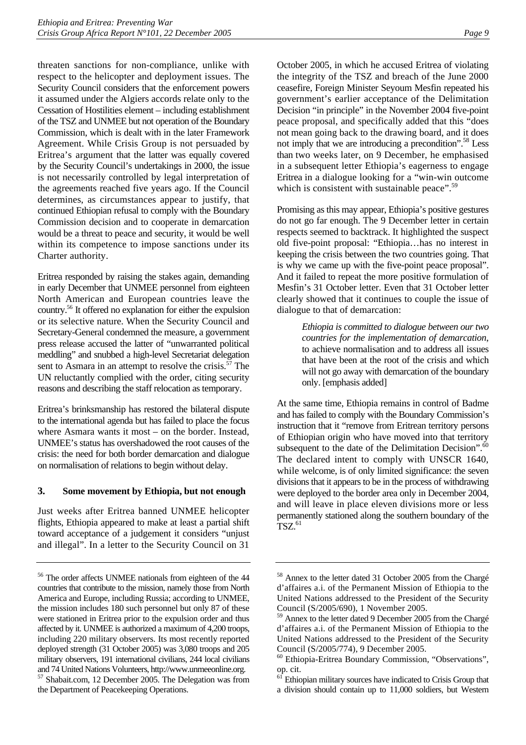threaten sanctions for non-compliance, unlike with respect to the helicopter and deployment issues. The Security Council considers that the enforcement powers it assumed under the Algiers accords relate only to the Cessation of Hostilities element – including establishment of the TSZ and UNMEE but not operation of the Boundary Commission, which is dealt with in the later Framework Agreement. While Crisis Group is not persuaded by Eritrea's argument that the latter was equally covered by the Security Council's undertakings in 2000, the issue is not necessarily controlled by legal interpretation of the agreements reached five years ago. If the Council determines, as circumstances appear to justify, that continued Ethiopian refusal to comply with the Boundary Commission decision and to cooperate in demarcation would be a threat to peace and security, it would be well within its competence to impose sanctions under its Charter authority.

Eritrea responded by raising the stakes again, demanding in early December that UNMEE personnel from eighteen North American and European countries leave the country.[56] It offered no explanation for either the expulsion or its selective nature. When the Security Council and Secretary-General condemned the measure, a government press release accused the latter of "unwarranted political meddling" and snubbed a high-level Secretariat delegation sent to Asmara in an attempt to resolve the crisis.[57] The UN reluctantly complied with the order, citing security reasons and describing the staff relocation as temporary.

Eritrea's brinksmanship has restored the bilateral dispute to the international agenda but has failed to place the focus where Asmara wants it most – on the border. Instead, UNMEE's status has overshadowed the root causes of the crisis: the need for both border demarcation and dialogue on normalisation of relations to begin without delay.

### 3. Some movement by Ethiopia, but not enough

Just weeks after Eritrea banned UNMEE helicopter flights, Ethiopia appeared to make at least a partial shift toward acceptance of a judgement it considers "unjust and illegal". In a letter to the Security Council on 31 October 2005, in which he accused Eritrea of violating the integrity of the TSZ and breach of the June 2000 ceasefire, Foreign Minister Seyoum Mesfin repeated his government's earlier acceptance of the Delimitation Decision "in principle" in the November 2004 five-point peace proposal, and specifically added that this "does not mean going back to the drawing board, and it does not imply that we are introducing a precondition".[58] Less than two weeks later, on 9 December, he emphasised in a subsequent letter Ethiopia's eagerness to engage Eritrea in a dialogue looking for a "win-win outcome which is consistent with sustainable peace".[59]

Promising as this may appear, Ethiopia's positive gestures do not go far enough. The 9 December letter in certain respects seemed to backtrack. It highlighted the suspect old five-point proposal: "Ethiopia…has no interest in keeping the crisis between the two countries going. That is why we came up with the five-point peace proposal". And it failed to repeat the more positive formulation of Mesfin's 31 October letter. Even that 31 October letter clearly showed that it continues to couple the issue of dialogue to that of demarcation:

> *Ethiopia is committed to dialogue between our two countries for the implementation of demarcation*, to achieve normalisation and to address all issues that have been at the root of the crisis and which will not go away with demarcation of the boundary only. [emphasis added]

At the same time, Ethiopia remains in control of Badme and has failed to comply with the Boundary Commission's instruction that it "remove from Eritrean territory persons of Ethiopian origin who have moved into that territory subsequent to the date of the Delimitation Decision".[60] The declared intent to comply with UNSCR 1640, while welcome, is of only limited significance: the seven divisions that it appears to be in the process of withdrawing were deployed to the border area only in December 2004, and will leave in place eleven divisions more or less permanently stationed along the southern boundary of the TSZ.[61]

---

[56] The order affects UNMEE nationals from eighteen of the 44 countries that contribute to the mission, namely those from North America and Europe, including Russia; according to UNMEE, the mission includes 180 such personnel but only 87 of these were stationed in Eritrea prior to the expulsion order and thus affected by it. UNMEE is authorized a maximum of 4,200 troops, including 220 military observers. Its most recently reported deployed strength (31 October 2005) was 3,080 troops and 205 military observers, 191 international civilians, 244 local civilians and 74 United Nations Volunteers, http://www.unmeeonline.org.

[57] Shabait.com, 12 December 2005. The Delegation was from the Department of Peacekeeping Operations.

[58] Annex to the letter dated 31 October 2005 from the Chargé d'affaires a.i. of the Permanent Mission of Ethiopia to the United Nations addressed to the President of the Security Council (S/2005/690), 1 November 2005.

[59] Annex to the letter dated 9 December 2005 from the Chargé d'affaires a.i. of the Permanent Mission of Ethiopia to the United Nations addressed to the President of the Security Council (S/2005/774), 9 December 2005.

[60] Ethiopia-Eritrea Boundary Commission, "Observations", op. cit.

[61] Ethiopian military sources have indicated to Crisis Group that a division should contain up to 11,000 soldiers, but Western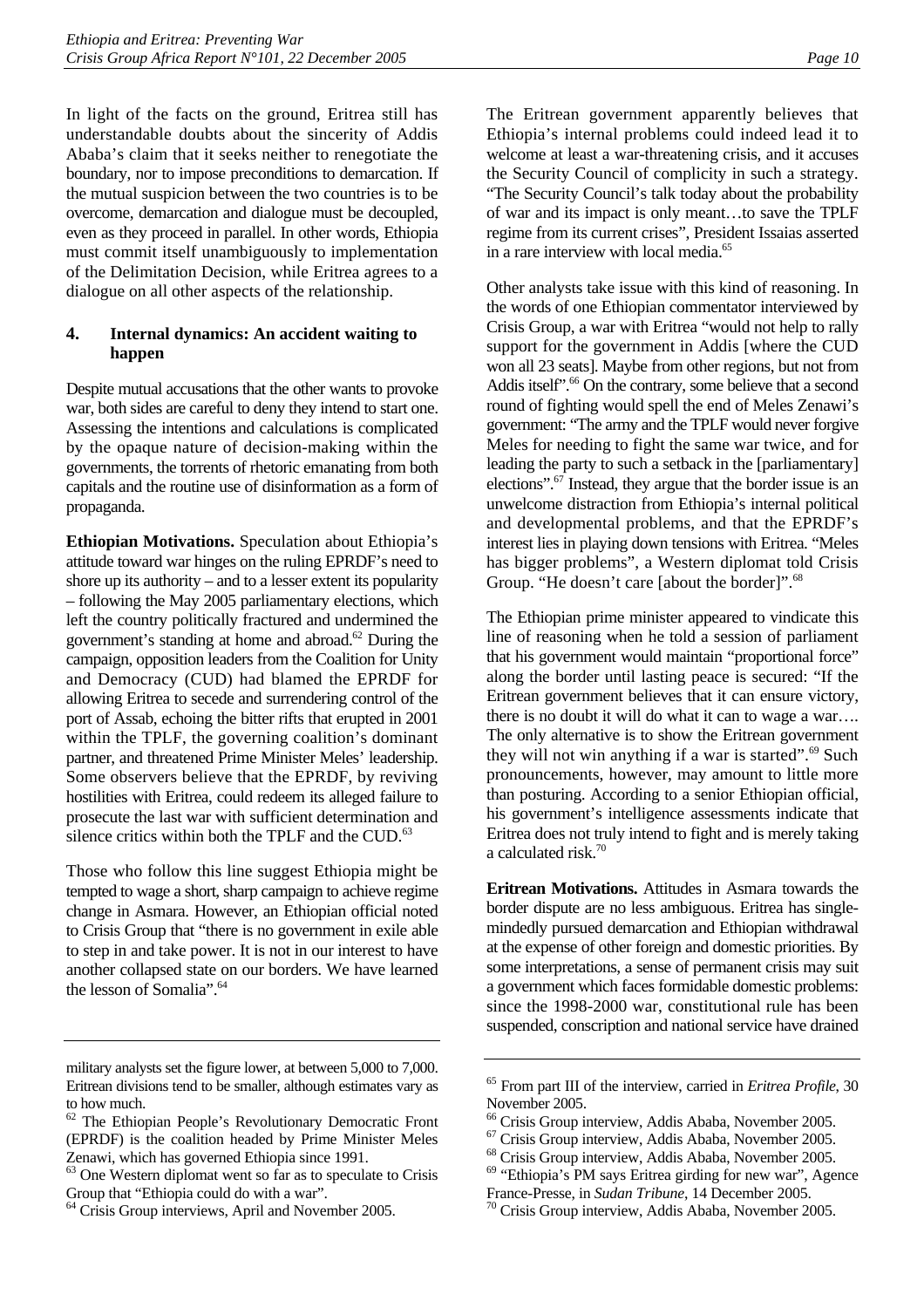In light of the facts on the ground, Eritrea still has understandable doubts about the sincerity of Addis Ababa's claim that it seeks neither to renegotiate the boundary, nor to impose preconditions to demarcation. If the mutual suspicion between the two countries is to be overcome, demarcation and dialogue must be decoupled, even as they proceed in parallel. In other words, Ethiopia must commit itself unambiguously to implementation of the Delimitation Decision, while Eritrea agrees to a dialogue on all other aspects of the relationship.

### 4. Internal dynamics: An accident waiting to happen

Despite mutual accusations that the other wants to provoke war, both sides are careful to deny they intend to start one. Assessing the intentions and calculations is complicated by the opaque nature of decision-making within the governments, the torrents of rhetoric emanating from both capitals and the routine use of disinformation as a form of propaganda.

**Ethiopian Motivations.** Speculation about Ethiopia's attitude toward war hinges on the ruling EPRDF's need to shore up its authority – and to a lesser extent its popularity – following the May 2005 parliamentary elections, which left the country politically fractured and undermined the government's standing at home and abroad.[62] During the campaign, opposition leaders from the Coalition for Unity and Democracy (CUD) had blamed the EPRDF for allowing Eritrea to secede and surrendering control of the port of Assab, echoing the bitter rifts that erupted in 2001 within the TPLF, the governing coalition's dominant partner, and threatened Prime Minister Meles' leadership. Some observers believe that the EPRDF, by reviving hostilities with Eritrea, could redeem its alleged failure to prosecute the last war with sufficient determination and silence critics within both the TPLF and the CUD.[63]

Those who follow this line suggest Ethiopia might be tempted to wage a short, sharp campaign to achieve regime change in Asmara. However, an Ethiopian official noted to Crisis Group that "there is no government in exile able to step in and take power. It is not in our interest to have another collapsed state on our borders. We have learned the lesson of Somalia".[64]

The Eritrean government apparently believes that Ethiopia's internal problems could indeed lead it to welcome at least a war-threatening crisis, and it accuses the Security Council of complicity in such a strategy. "The Security Council's talk today about the probability of war and its impact is only meant…to save the TPLF regime from its current crises", President Issaias asserted in a rare interview with local media.[65]

Other analysts take issue with this kind of reasoning. In the words of one Ethiopian commentator interviewed by Crisis Group, a war with Eritrea "would not help to rally support for the government in Addis [where the CUD won all 23 seats]. Maybe from other regions, but not from Addis itself".[66] On the contrary, some believe that a second round of fighting would spell the end of Meles Zenawi's government: "The army and the TPLF would never forgive Meles for needing to fight the same war twice, and for leading the party to such a setback in the [parliamentary] elections".[67] Instead, they argue that the border issue is an unwelcome distraction from Ethiopia's internal political and developmental problems, and that the EPRDF's interest lies in playing down tensions with Eritrea. "Meles has bigger problems", a Western diplomat told Crisis Group. "He doesn't care [about the border]".[68]

The Ethiopian prime minister appeared to vindicate this line of reasoning when he told a session of parliament that his government would maintain "proportional force" along the border until lasting peace is secured: "If the Eritrean government believes that it can ensure victory, there is no doubt it will do what it can to wage a war…. The only alternative is to show the Eritrean government they will not win anything if a war is started".[69] Such pronouncements, however, may amount to little more than posturing. According to a senior Ethiopian official, his government's intelligence assessments indicate that Eritrea does not truly intend to fight and is merely taking a calculated risk.[70]

**Eritrean Motivations.** Attitudes in Asmara towards the border dispute are no less ambiguous. Eritrea has single-mindedly pursued demarcation and Ethiopian withdrawal at the expense of other foreign and domestic priorities. By some interpretations, a sense of permanent crisis may suit a government which faces formidable domestic problems: since the 1998-2000 war, constitutional rule has been suspended, conscription and national service have drained

---

military analysts set the figure lower, at between 5,000 to 7,000. Eritrean divisions tend to be smaller, although estimates vary as to how much.

[62] The Ethiopian People's Revolutionary Democratic Front (EPRDF) is the coalition headed by Prime Minister Meles Zenawi, which has governed Ethiopia since 1991.

[63] One Western diplomat went so far as to speculate to Crisis Group that "Ethiopia could do with a war".

[64] Crisis Group interviews, April and November 2005.

[65] From part III of the interview, carried in *Eritrea Profile*, 30 November 2005.

[66] Crisis Group interview, Addis Ababa, November 2005.

[67] Crisis Group interview, Addis Ababa, November 2005.

[68] Crisis Group interview, Addis Ababa, November 2005.

[69] "Ethiopia's PM says Eritrea girding for new war", Agence France-Presse, in *Sudan Tribune*, 14 December 2005.

[70] Crisis Group interview, Addis Ababa, November 2005.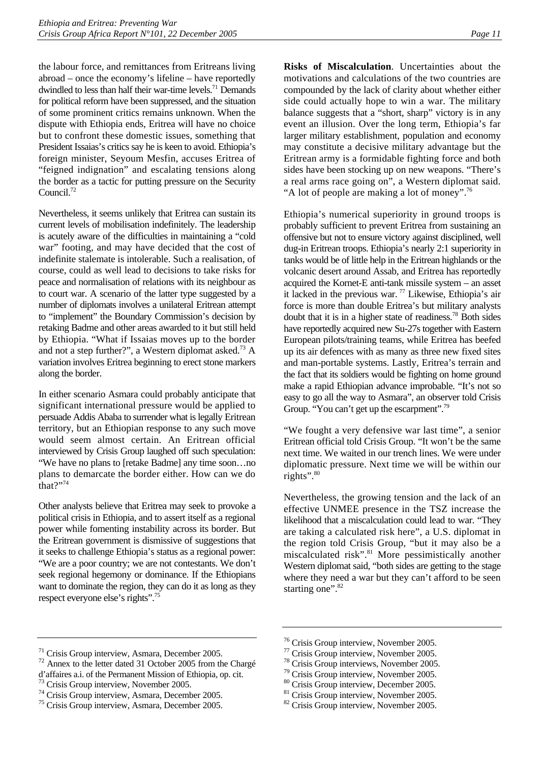the labour force, and remittances from Eritreans living abroad – once the economy's lifeline – have reportedly dwindled to less than half their war-time levels.[71] Demands for political reform have been suppressed, and the situation of some prominent critics remains unknown. When the dispute with Ethiopia ends, Eritrea will have no choice but to confront these domestic issues, something that President Issaias's critics say he is keen to avoid. Ethiopia's foreign minister, Seyoum Mesfin, accuses Eritrea of "feigned indignation" and escalating tensions along the border as a tactic for putting pressure on the Security Council.[72]

Nevertheless, it seems unlikely that Eritrea can sustain its current levels of mobilisation indefinitely. The leadership is acutely aware of the difficulties in maintaining a "cold war" footing, and may have decided that the cost of indefinite stalemate is intolerable. Such a realisation, of course, could as well lead to decisions to take risks for peace and normalisation of relations with its neighbour as to court war. A scenario of the latter type suggested by a number of diplomats involves a unilateral Eritrean attempt to "implement" the Boundary Commission's decision by retaking Badme and other areas awarded to it but still held by Ethiopia. "What if Issaias moves up to the border and not a step further?", a Western diplomat asked.[73] A variation involves Eritrea beginning to erect stone markers along the border.

In either scenario Asmara could probably anticipate that significant international pressure would be applied to persuade Addis Ababa to surrender what is legally Eritrean territory, but an Ethiopian response to any such move would seem almost certain. An Eritrean official interviewed by Crisis Group laughed off such speculation: "We have no plans to [retake Badme] any time soon…no plans to demarcate the border either. How can we do that?"[74]

Other analysts believe that Eritrea may seek to provoke a political crisis in Ethiopia, and to assert itself as a regional power while fomenting instability across its border. But the Eritrean government is dismissive of suggestions that it seeks to challenge Ethiopia's status as a regional power: "We are a poor country; we are not contestants. We don't seek regional hegemony or dominance. If the Ethiopians want to dominate the region, they can do it as long as they respect everyone else's rights".[75]

**Risks of Miscalculation**. Uncertainties about the motivations and calculations of the two countries are compounded by the lack of clarity about whether either side could actually hope to win a war. The military balance suggests that a "short, sharp" victory is in any event an illusion. Over the long term, Ethiopia's far larger military establishment, population and economy may constitute a decisive military advantage but the Eritrean army is a formidable fighting force and both sides have been stocking up on new weapons. "There's a real arms race going on", a Western diplomat said. "A lot of people are making a lot of money".[76]

Ethiopia's numerical superiority in ground troops is probably sufficient to prevent Eritrea from sustaining an offensive but not to ensure victory against disciplined, well dug-in Eritrean troops. Ethiopia's nearly 2:1 superiority in tanks would be of little help in the Eritrean highlands or the volcanic desert around Assab, and Eritrea has reportedly acquired the Kornet-E anti-tank missile system – an asset it lacked in the previous war.[77] Likewise, Ethiopia's air force is more than double Eritrea's but military analysts doubt that it is in a higher state of readiness.[78] Both sides have reportedly acquired new Su-27s together with Eastern European pilots/training teams, while Eritrea has beefed up its air defences with as many as three new fixed sites and man-portable systems. Lastly, Eritrea's terrain and the fact that its soldiers would be fighting on home ground make a rapid Ethiopian advance improbable. "It's not so easy to go all the way to Asmara", an observer told Crisis Group. "You can't get up the escarpment".[79]

"We fought a very defensive war last time", a senior Eritrean official told Crisis Group. "It won't be the same next time. We waited in our trench lines. We were under diplomatic pressure. Next time we will be within our rights".[80]

Nevertheless, the growing tension and the lack of an effective UNMEE presence in the TSZ increase the likelihood that a miscalculation could lead to war. "They are taking a calculated risk here", a U.S. diplomat in the region told Crisis Group, "but it may also be a miscalculated risk".[81] More pessimistically another Western diplomat said, "both sides are getting to the stage where they need a war but they can't afford to be seen starting one".[82]

---

[71] Crisis Group interview, Asmara, December 2005.
[72] Annex to the letter dated 31 October 2005 from the Chargé d'affaires a.i. of the Permanent Mission of Ethiopia, op. cit.
[73] Crisis Group interview, November 2005.
[74] Crisis Group interview, Asmara, December 2005.
[75] Crisis Group interview, Asmara, December 2005.
[76] Crisis Group interview, November 2005.
[77] Crisis Group interview, November 2005.
[78] Crisis Group interviews, November 2005.
[79] Crisis Group interview, November 2005.
[80] Crisis Group interview, December 2005.
[81] Crisis Group interview, November 2005.
[82] Crisis Group interview, November 2005.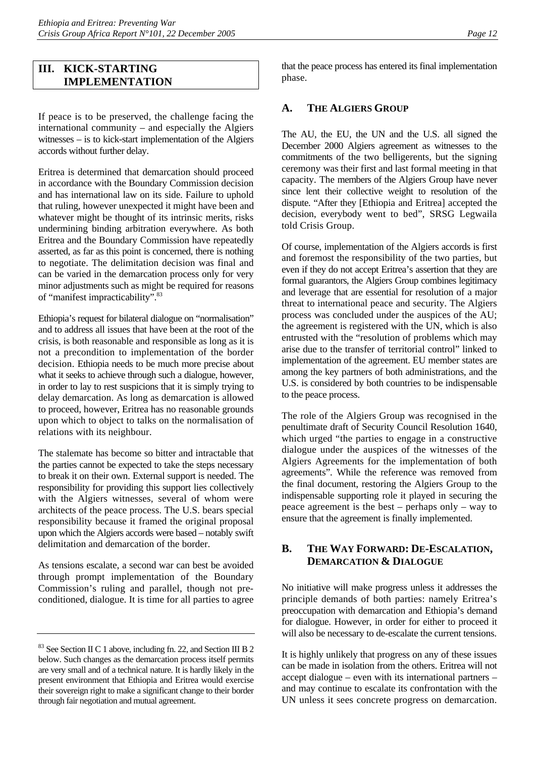## III. KICK-STARTING IMPLEMENTATION

If peace is to be preserved, the challenge facing the international community – and especially the Algiers witnesses – is to kick-start implementation of the Algiers accords without further delay.

Eritrea is determined that demarcation should proceed in accordance with the Boundary Commission decision and has international law on its side. Failure to uphold that ruling, however unexpected it might have been and whatever might be thought of its intrinsic merits, risks undermining binding arbitration everywhere. As both Eritrea and the Boundary Commission have repeatedly asserted, as far as this point is concerned, there is nothing to negotiate. The delimitation decision was final and can be varied in the demarcation process only for very minor adjustments such as might be required for reasons of "manifest impracticability".[83]

Ethiopia's request for bilateral dialogue on "normalisation" and to address all issues that have been at the root of the crisis, is both reasonable and responsible as long as it is not a precondition to implementation of the border decision. Ethiopia needs to be much more precise about what it seeks to achieve through such a dialogue, however, in order to lay to rest suspicions that it is simply trying to delay demarcation. As long as demarcation is allowed to proceed, however, Eritrea has no reasonable grounds upon which to object to talks on the normalisation of relations with its neighbour.

The stalemate has become so bitter and intractable that the parties cannot be expected to take the steps necessary to break it on their own. External support is needed. The responsibility for providing this support lies collectively with the Algiers witnesses, several of whom were architects of the peace process. The U.S. bears special responsibility because it framed the original proposal upon which the Algiers accords were based – notably swift delimitation and demarcation of the border.

As tensions escalate, a second war can best be avoided through prompt implementation of the Boundary Commission's ruling and parallel, though not pre-conditioned, dialogue. It is time for all parties to agree that the peace process has entered its final implementation phase.

### A. THE ALGIERS GROUP

The AU, the EU, the UN and the U.S. all signed the December 2000 Algiers agreement as witnesses to the commitments of the two belligerents, but the signing ceremony was their first and last formal meeting in that capacity. The members of the Algiers Group have never since lent their collective weight to resolution of the dispute. "After they [Ethiopia and Eritrea] accepted the decision, everybody went to bed", SRSG Legwaila told Crisis Group.

Of course, implementation of the Algiers accords is first and foremost the responsibility of the two parties, but even if they do not accept Eritrea's assertion that they are formal guarantors, the Algiers Group combines legitimacy and leverage that are essential for resolution of a major threat to international peace and security. The Algiers process was concluded under the auspices of the AU; the agreement is registered with the UN, which is also entrusted with the "resolution of problems which may arise due to the transfer of territorial control" linked to implementation of the agreement. EU member states are among the key partners of both administrations, and the U.S. is considered by both countries to be indispensable to the peace process.

The role of the Algiers Group was recognised in the penultimate draft of Security Council Resolution 1640, which urged "the parties to engage in a constructive dialogue under the auspices of the witnesses of the Algiers Agreements for the implementation of both agreements". While the reference was removed from the final document, restoring the Algiers Group to the indispensable supporting role it played in securing the peace agreement is the best – perhaps only – way to ensure that the agreement is finally implemented.

### B. THE WAY FORWARD: DE-ESCALATION, DEMARCATION & DIALOGUE

No initiative will make progress unless it addresses the principle demands of both parties: namely Eritrea's preoccupation with demarcation and Ethiopia's demand for dialogue. However, in order for either to proceed it will also be necessary to de-escalate the current tensions.

It is highly unlikely that progress on any of these issues can be made in isolation from the others. Eritrea will not accept dialogue – even with its international partners – and may continue to escalate its confrontation with the UN unless it sees concrete progress on demarcation.

---

[83] See Section II C 1 above, including fn. 22, and Section III B 2 below. Such changes as the demarcation process itself permits are very small and of a technical nature. It is hardly likely in the present environment that Ethiopia and Eritrea would exercise their sovereign right to make a significant change to their border through fair negotiation and mutual agreement.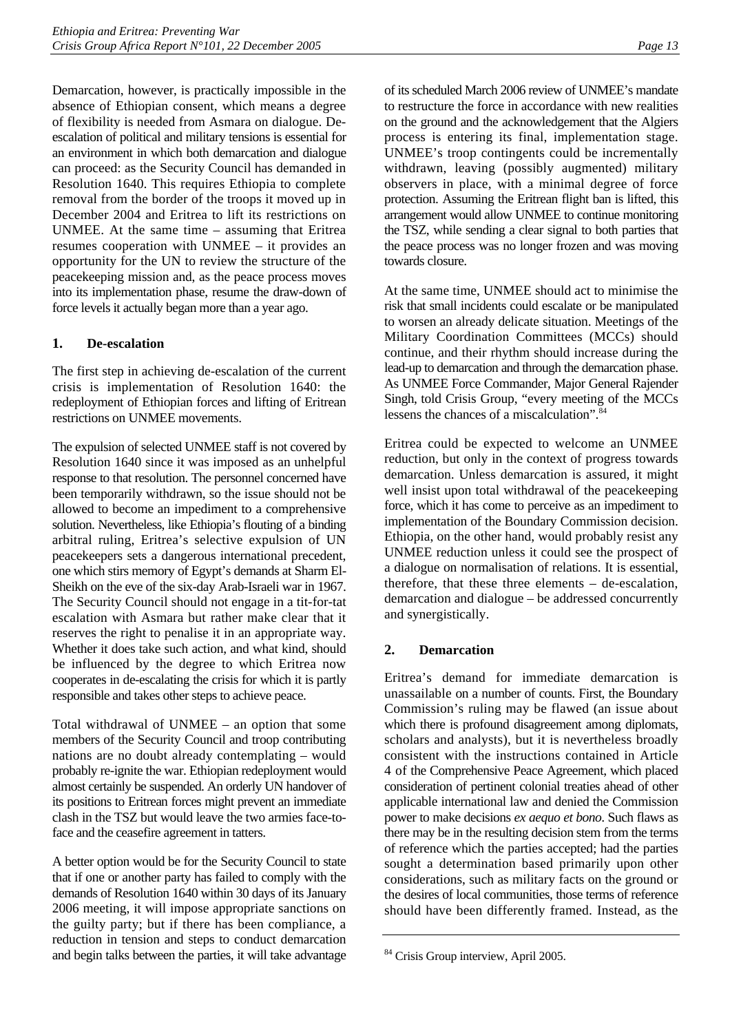Demarcation, however, is practically impossible in the absence of Ethiopian consent, which means a degree of flexibility is needed from Asmara on dialogue. De-escalation of political and military tensions is essential for an environment in which both demarcation and dialogue can proceed: as the Security Council has demanded in Resolution 1640. This requires Ethiopia to complete removal from the border of the troops it moved up in December 2004 and Eritrea to lift its restrictions on UNMEE. At the same time – assuming that Eritrea resumes cooperation with UNMEE – it provides an opportunity for the UN to review the structure of the peacekeeping mission and, as the peace process moves into its implementation phase, resume the draw-down of force levels it actually began more than a year ago.

### 1. De-escalation

The first step in achieving de-escalation of the current crisis is implementation of Resolution 1640: the redeployment of Ethiopian forces and lifting of Eritrean restrictions on UNMEE movements.

The expulsion of selected UNMEE staff is not covered by Resolution 1640 since it was imposed as an unhelpful response to that resolution. The personnel concerned have been temporarily withdrawn, so the issue should not be allowed to become an impediment to a comprehensive solution. Nevertheless, like Ethiopia's flouting of a binding arbitral ruling, Eritrea's selective expulsion of UN peacekeepers sets a dangerous international precedent, one which stirs memory of Egypt's demands at Sharm El-Sheikh on the eve of the six-day Arab-Israeli war in 1967. The Security Council should not engage in a tit-for-tat escalation with Asmara but rather make clear that it reserves the right to penalise it in an appropriate way. Whether it does take such action, and what kind, should be influenced by the degree to which Eritrea now cooperates in de-escalating the crisis for which it is partly responsible and takes other steps to achieve peace.

Total withdrawal of UNMEE – an option that some members of the Security Council and troop contributing nations are no doubt already contemplating – would probably re-ignite the war. Ethiopian redeployment would almost certainly be suspended. An orderly UN handover of its positions to Eritrean forces might prevent an immediate clash in the TSZ but would leave the two armies face-to-face and the ceasefire agreement in tatters.

A better option would be for the Security Council to state that if one or another party has failed to comply with the demands of Resolution 1640 within 30 days of its January 2006 meeting, it will impose appropriate sanctions on the guilty party; but if there has been compliance, a reduction in tension and steps to conduct demarcation and begin talks between the parties, it will take advantage of its scheduled March 2006 review of UNMEE's mandate to restructure the force in accordance with new realities on the ground and the acknowledgement that the Algiers process is entering its final, implementation stage. UNMEE's troop contingents could be incrementally withdrawn, leaving (possibly augmented) military observers in place, with a minimal degree of force protection. Assuming the Eritrean flight ban is lifted, this arrangement would allow UNMEE to continue monitoring the TSZ, while sending a clear signal to both parties that the peace process was no longer frozen and was moving towards closure.

At the same time, UNMEE should act to minimise the risk that small incidents could escalate or be manipulated to worsen an already delicate situation. Meetings of the Military Coordination Committees (MCCs) should continue, and their rhythm should increase during the lead-up to demarcation and through the demarcation phase. As UNMEE Force Commander, Major General Rajender Singh, told Crisis Group, "every meeting of the MCCs lessens the chances of a miscalculation".[84]

Eritrea could be expected to welcome an UNMEE reduction, but only in the context of progress towards demarcation. Unless demarcation is assured, it might well insist upon total withdrawal of the peacekeeping force, which it has come to perceive as an impediment to implementation of the Boundary Commission decision. Ethiopia, on the other hand, would probably resist any UNMEE reduction unless it could see the prospect of a dialogue on normalisation of relations. It is essential, therefore, that these three elements – de-escalation, demarcation and dialogue – be addressed concurrently and synergistically.

### 2. Demarcation

Eritrea's demand for immediate demarcation is unassailable on a number of counts. First, the Boundary Commission's ruling may be flawed (an issue about which there is profound disagreement among diplomats, scholars and analysts), but it is nevertheless broadly consistent with the instructions contained in Article 4 of the Comprehensive Peace Agreement, which placed consideration of pertinent colonial treaties ahead of other applicable international law and denied the Commission power to make decisions *ex aequo et bono*. Such flaws as there may be in the resulting decision stem from the terms of reference which the parties accepted; had the parties sought a determination based primarily upon other considerations, such as military facts on the ground or the desires of local communities, those terms of reference should have been differently framed. Instead, as the

---

[84] Crisis Group interview, April 2005.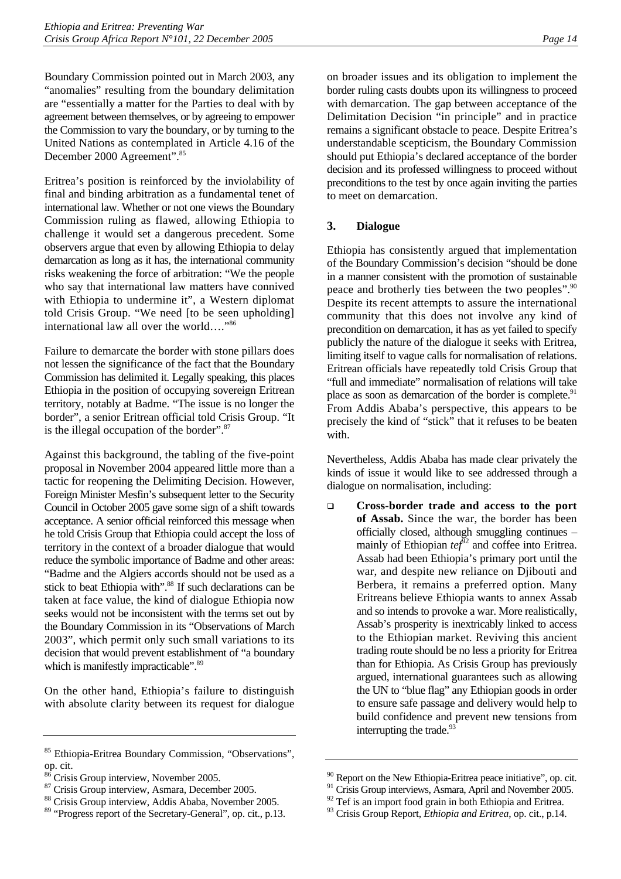Boundary Commission pointed out in March 2003, any "anomalies" resulting from the boundary delimitation are "essentially a matter for the Parties to deal with by agreement between themselves, or by agreeing to empower the Commission to vary the boundary, or by turning to the United Nations as contemplated in Article 4.16 of the December 2000 Agreement".[85]

Eritrea's position is reinforced by the inviolability of final and binding arbitration as a fundamental tenet of international law. Whether or not one views the Boundary Commission ruling as flawed, allowing Ethiopia to challenge it would set a dangerous precedent. Some observers argue that even by allowing Ethiopia to delay demarcation as long as it has, the international community risks weakening the force of arbitration: "We the people who say that international law matters have connived with Ethiopia to undermine it", a Western diplomat told Crisis Group. "We need [to be seen upholding] international law all over the world…."[86]

Failure to demarcate the border with stone pillars does not lessen the significance of the fact that the Boundary Commission has delimited it. Legally speaking, this places Ethiopia in the position of occupying sovereign Eritrean territory, notably at Badme. "The issue is no longer the border", a senior Eritrean official told Crisis Group. "It is the illegal occupation of the border".[87]

Against this background, the tabling of the five-point proposal in November 2004 appeared little more than a tactic for reopening the Delimiting Decision. However, Foreign Minister Mesfin's subsequent letter to the Security Council in October 2005 gave some sign of a shift towards acceptance. A senior official reinforced this message when he told Crisis Group that Ethiopia could accept the loss of territory in the context of a broader dialogue that would reduce the symbolic importance of Badme and other areas: "Badme and the Algiers accords should not be used as a stick to beat Ethiopia with".[88] If such declarations can be taken at face value, the kind of dialogue Ethiopia now seeks would not be inconsistent with the terms set out by the Boundary Commission in its "Observations of March 2003", which permit only such small variations to its decision that would prevent establishment of "a boundary which is manifestly impracticable".[89]

On the other hand, Ethiopia's failure to distinguish with absolute clarity between its request for dialogue on broader issues and its obligation to implement the border ruling casts doubts upon its willingness to proceed with demarcation. The gap between acceptance of the Delimitation Decision "in principle" and in practice remains a significant obstacle to peace. Despite Eritrea's understandable scepticism, the Boundary Commission should put Ethiopia's declared acceptance of the border decision and its professed willingness to proceed without preconditions to the test by once again inviting the parties to meet on demarcation.

### 3. Dialogue

Ethiopia has consistently argued that implementation of the Boundary Commission's decision "should be done in a manner consistent with the promotion of sustainable peace and brotherly ties between the two peoples".[90] Despite its recent attempts to assure the international community that this does not involve any kind of precondition on demarcation, it has as yet failed to specify publicly the nature of the dialogue it seeks with Eritrea, limiting itself to vague calls for normalisation of relations. Eritrean officials have repeatedly told Crisis Group that "full and immediate" normalisation of relations will take place as soon as demarcation of the border is complete.[91] From Addis Ababa's perspective, this appears to be precisely the kind of "stick" that it refuses to be beaten with.

Nevertheless, Addis Ababa has made clear privately the kinds of issue it would like to see addressed through a dialogue on normalisation, including:

- **Cross-border trade and access to the port of Assab.** Since the war, the border has been officially closed, although smuggling continues – mainly of Ethiopian *tef*[92] and coffee into Eritrea. Assab had been Ethiopia's primary port until the war, and despite new reliance on Djibouti and Berbera, it remains a preferred option. Many Eritreans believe Ethiopia wants to annex Assab and so intends to provoke a war. More realistically, Assab's prosperity is inextricably linked to access to the Ethiopian market. Reviving this ancient trading route should be no less a priority for Eritrea than for Ethiopia. As Crisis Group has previously argued, international guarantees such as allowing the UN to "blue flag" any Ethiopian goods in order to ensure safe passage and delivery would help to build confidence and prevent new tensions from interrupting the trade.[93]

---

[85] Ethiopia-Eritrea Boundary Commission, "Observations", op. cit.

[86] Crisis Group interview, November 2005.

[87] Crisis Group interview, Asmara, December 2005.

[88] Crisis Group interview, Addis Ababa, November 2005.

[89] "Progress report of the Secretary-General", op. cit., p.13.

[90] Report on the New Ethiopia-Eritrea peace initiative", op. cit.

[91] Crisis Group interviews, Asmara, April and November 2005.

[92] Tef is an import food grain in both Ethiopia and Eritrea.

[93] Crisis Group Report, *Ethiopia and Eritrea*, op. cit., p.14.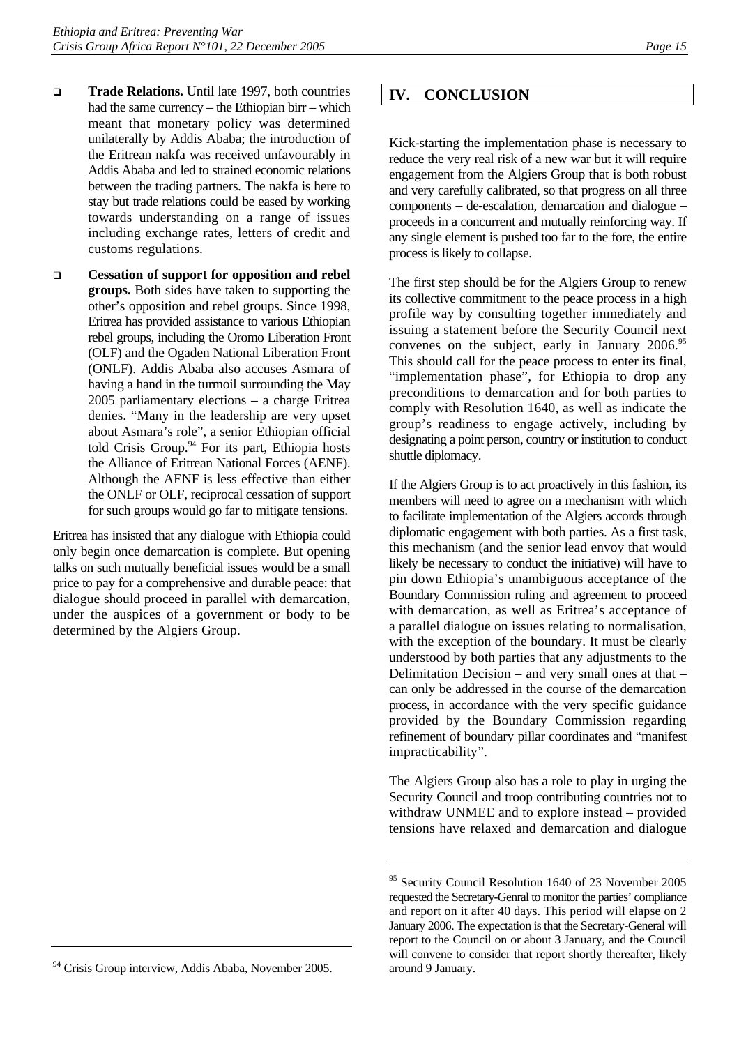- **Trade Relations.** Until late 1997, both countries had the same currency – the Ethiopian birr – which meant that monetary policy was determined unilaterally by Addis Ababa; the introduction of the Eritrean nakfa was received unfavourably in Addis Ababa and led to strained economic relations between the trading partners. The nakfa is here to stay but trade relations could be eased by working towards understanding on a range of issues including exchange rates, letters of credit and customs regulations.

- **Cessation of support for opposition and rebel groups.** Both sides have taken to supporting the other's opposition and rebel groups. Since 1998, Eritrea has provided assistance to various Ethiopian rebel groups, including the Oromo Liberation Front (OLF) and the Ogaden National Liberation Front (ONLF). Addis Ababa also accuses Asmara of having a hand in the turmoil surrounding the May 2005 parliamentary elections – a charge Eritrea denies. "Many in the leadership are very upset about Asmara's role", a senior Ethiopian official told Crisis Group.[94] For its part, Ethiopia hosts the Alliance of Eritrean National Forces (AENF). Although the AENF is less effective than either the ONLF or OLF, reciprocal cessation of support for such groups would go far to mitigate tensions.

Eritrea has insisted that any dialogue with Ethiopia could only begin once demarcation is complete. But opening talks on such mutually beneficial issues would be a small price to pay for a comprehensive and durable peace: that dialogue should proceed in parallel with demarcation, under the auspices of a government or body to be determined by the Algiers Group.

# IV. CONCLUSION

Kick-starting the implementation phase is necessary to reduce the very real risk of a new war but it will require engagement from the Algiers Group that is both robust and very carefully calibrated, so that progress on all three components – de-escalation, demarcation and dialogue – proceeds in a concurrent and mutually reinforcing way. If any single element is pushed too far to the fore, the entire process is likely to collapse.

The first step should be for the Algiers Group to renew its collective commitment to the peace process in a high profile way by consulting together immediately and issuing a statement before the Security Council next convenes on the subject, early in January 2006.[95] This should call for the peace process to enter its final, "implementation phase", for Ethiopia to drop any preconditions to demarcation and for both parties to comply with Resolution 1640, as well as indicate the group's readiness to engage actively, including by designating a point person, country or institution to conduct shuttle diplomacy.

If the Algiers Group is to act proactively in this fashion, its members will need to agree on a mechanism with which to facilitate implementation of the Algiers accords through diplomatic engagement with both parties. As a first task, this mechanism (and the senior lead envoy that would likely be necessary to conduct the initiative) will have to pin down Ethiopia's unambiguous acceptance of the Boundary Commission ruling and agreement to proceed with demarcation, as well as Eritrea's acceptance of a parallel dialogue on issues relating to normalisation, with the exception of the boundary. It must be clearly understood by both parties that any adjustments to the Delimitation Decision – and very small ones at that – can only be addressed in the course of the demarcation process, in accordance with the very specific guidance provided by the Boundary Commission regarding refinement of boundary pillar coordinates and "manifest impracticability".

The Algiers Group also has a role to play in urging the Security Council and troop contributing countries not to withdraw UNMEE and to explore instead – provided tensions have relaxed and demarcation and dialogue

---

[94] Crisis Group interview, Addis Ababa, November 2005.

[95] Security Council Resolution 1640 of 23 November 2005 requested the Secretary-Genral to monitor the parties' compliance and report on it after 40 days. This period will elapse on 2 January 2006. The expectation is that the Secretary-General will report to the Council on or about 3 January, and the Council will convene to consider that report shortly thereafter, likely around 9 January.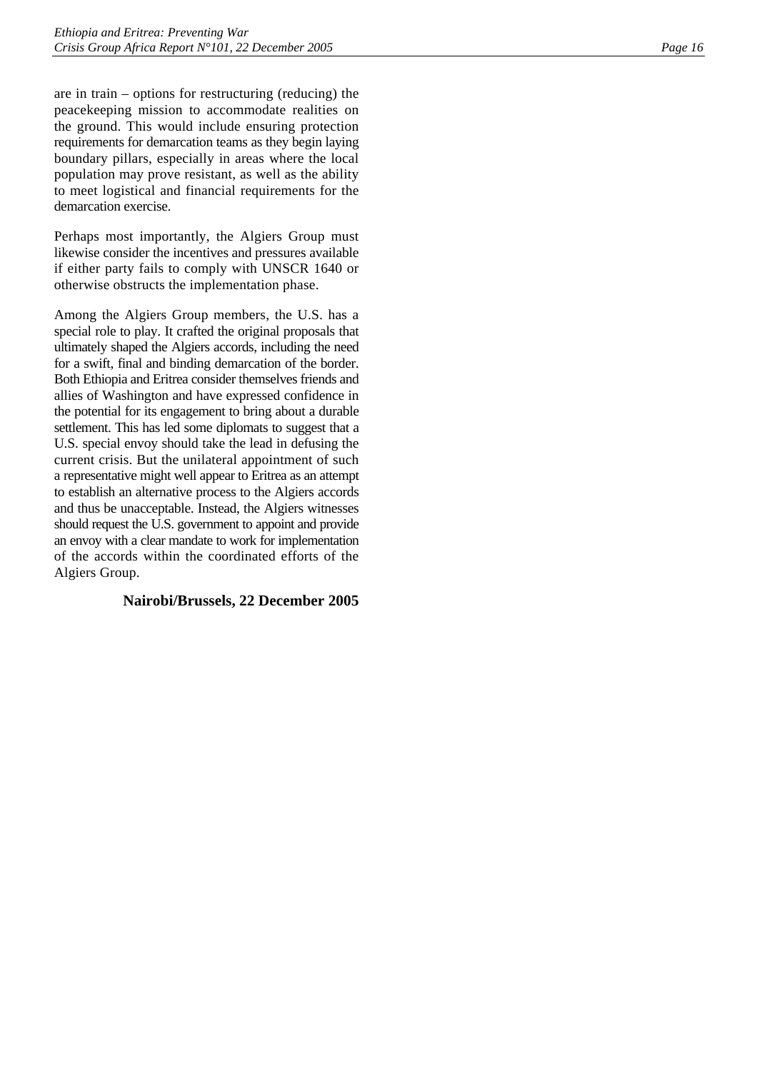are in train – options for restructuring (reducing) the peacekeeping mission to accommodate realities on the ground. This would include ensuring protection requirements for demarcation teams as they begin laying boundary pillars, especially in areas where the local population may prove resistant, as well as the ability to meet logistical and financial requirements for the demarcation exercise.

Perhaps most importantly, the Algiers Group must likewise consider the incentives and pressures available if either party fails to comply with UNSCR 1640 or otherwise obstructs the implementation phase.

Among the Algiers Group members, the U.S. has a special role to play. It crafted the original proposals that ultimately shaped the Algiers accords, including the need for a swift, final and binding demarcation of the border. Both Ethiopia and Eritrea consider themselves friends and allies of Washington and have expressed confidence in the potential for its engagement to bring about a durable settlement. This has led some diplomats to suggest that a U.S. special envoy should take the lead in defusing the current crisis. But the unilateral appointment of such a representative might well appear to Eritrea as an attempt to establish an alternative process to the Algiers accords and thus be unacceptable. Instead, the Algiers witnesses should request the U.S. government to appoint and provide an envoy with a clear mandate to work for implementation of the accords within the coordinated efforts of the Algiers Group.

**Nairobi/Brussels, 22 December 2005**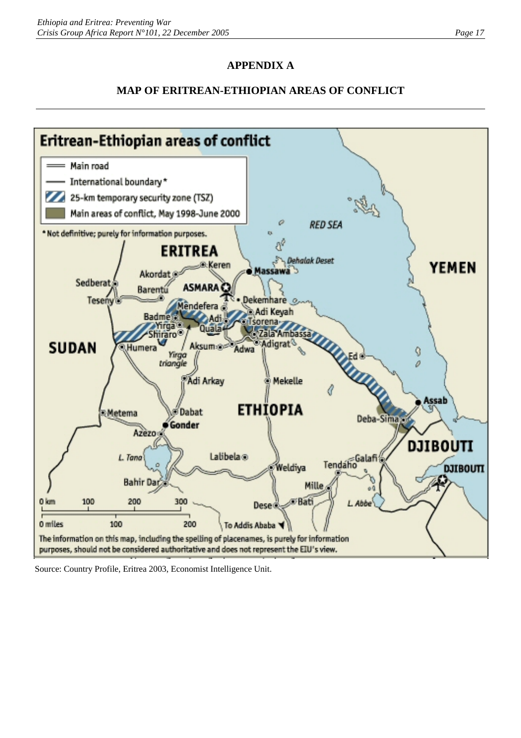## APPENDIX A

## MAP OF ERITREAN-ETHIOPIAN AREAS OF CONFLICT

Source: Country Profile, Eritrea 2003, Economist Intelligence Unit.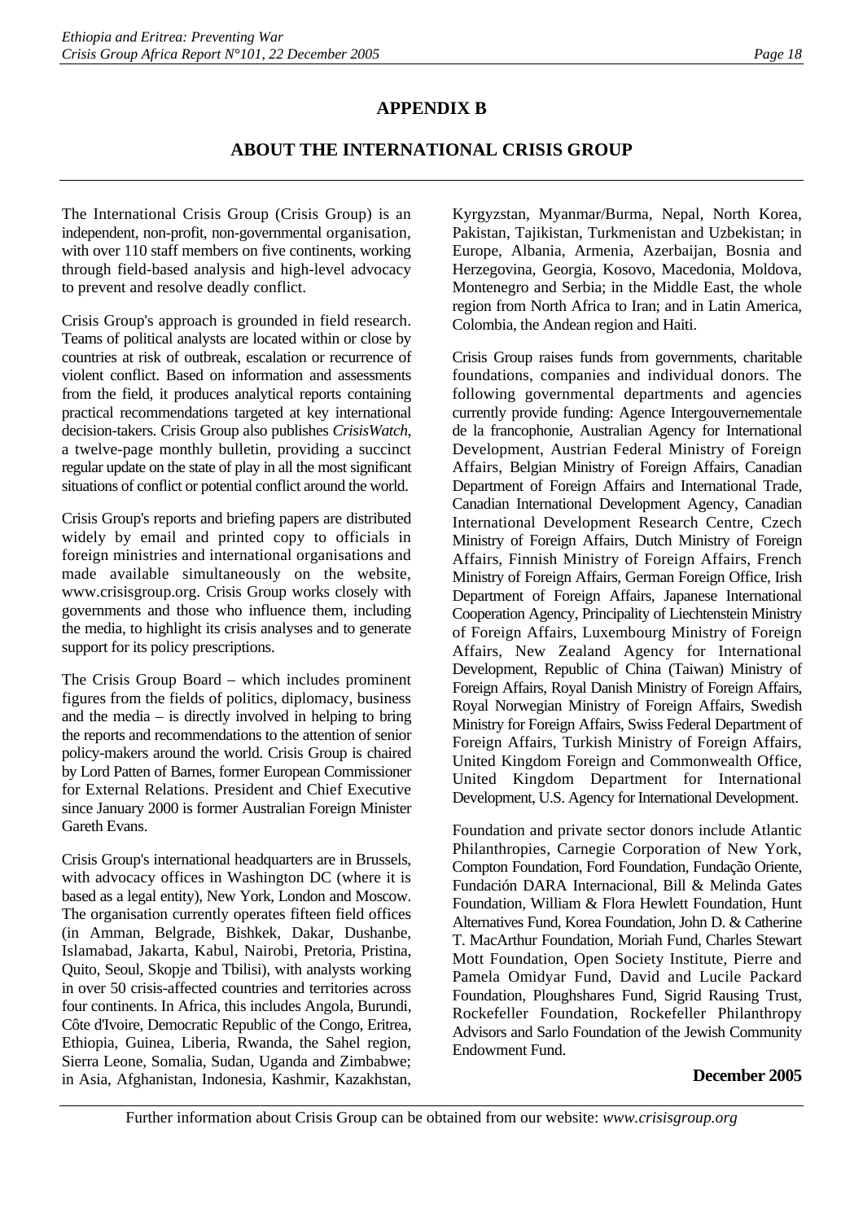## APPENDIX B

## ABOUT THE INTERNATIONAL CRISIS GROUP

The International Crisis Group (Crisis Group) is an independent, non-profit, non-governmental organisation, with over 110 staff members on five continents, working through field-based analysis and high-level advocacy to prevent and resolve deadly conflict.

Crisis Group's approach is grounded in field research. Teams of political analysts are located within or close by countries at risk of outbreak, escalation or recurrence of violent conflict. Based on information and assessments from the field, it produces analytical reports containing practical recommendations targeted at key international decision-takers. Crisis Group also publishes *CrisisWatch*, a twelve-page monthly bulletin, providing a succinct regular update on the state of play in all the most significant situations of conflict or potential conflict around the world.

Crisis Group's reports and briefing papers are distributed widely by email and printed copy to officials in foreign ministries and international organisations and made available simultaneously on the website, www.crisisgroup.org. Crisis Group works closely with governments and those who influence them, including the media, to highlight its crisis analyses and to generate support for its policy prescriptions.

The Crisis Group Board – which includes prominent figures from the fields of politics, diplomacy, business and the media – is directly involved in helping to bring the reports and recommendations to the attention of senior policy-makers around the world. Crisis Group is chaired by Lord Patten of Barnes, former European Commissioner for External Relations. President and Chief Executive since January 2000 is former Australian Foreign Minister Gareth Evans.

Crisis Group's international headquarters are in Brussels, with advocacy offices in Washington DC (where it is based as a legal entity), New York, London and Moscow. The organisation currently operates fifteen field offices (in Amman, Belgrade, Bishkek, Dakar, Dushanbe, Islamabad, Jakarta, Kabul, Nairobi, Pretoria, Pristina, Quito, Seoul, Skopje and Tbilisi), with analysts working in over 50 crisis-affected countries and territories across four continents. In Africa, this includes Angola, Burundi, Côte d'Ivoire, Democratic Republic of the Congo, Eritrea, Ethiopia, Guinea, Liberia, Rwanda, the Sahel region, Sierra Leone, Somalia, Sudan, Uganda and Zimbabwe; in Asia, Afghanistan, Indonesia, Kashmir, Kazakhstan, Kyrgyzstan, Myanmar/Burma, Nepal, North Korea, Pakistan, Tajikistan, Turkmenistan and Uzbekistan; in Europe, Albania, Armenia, Azerbaijan, Bosnia and Herzegovina, Georgia, Kosovo, Macedonia, Moldova, Montenegro and Serbia; in the Middle East, the whole region from North Africa to Iran; and in Latin America, Colombia, the Andean region and Haiti.

Crisis Group raises funds from governments, charitable foundations, companies and individual donors. The following governmental departments and agencies currently provide funding: Agence Intergouvernementale de la francophonie, Australian Agency for International Development, Austrian Federal Ministry of Foreign Affairs, Belgian Ministry of Foreign Affairs, Canadian Department of Foreign Affairs and International Trade, Canadian International Development Agency, Canadian International Development Research Centre, Czech Ministry of Foreign Affairs, Dutch Ministry of Foreign Affairs, Finnish Ministry of Foreign Affairs, French Ministry of Foreign Affairs, German Foreign Office, Irish Department of Foreign Affairs, Japanese International Cooperation Agency, Principality of Liechtenstein Ministry of Foreign Affairs, Luxembourg Ministry of Foreign Affairs, New Zealand Agency for International Development, Republic of China (Taiwan) Ministry of Foreign Affairs, Royal Danish Ministry of Foreign Affairs, Royal Norwegian Ministry of Foreign Affairs, Swedish Ministry for Foreign Affairs, Swiss Federal Department of Foreign Affairs, Turkish Ministry of Foreign Affairs, United Kingdom Foreign and Commonwealth Office, United Kingdom Department for International Development, U.S. Agency for International Development.

Foundation and private sector donors include Atlantic Philanthropies, Carnegie Corporation of New York, Compton Foundation, Ford Foundation, Fundação Oriente, Fundación DARA Internacional, Bill & Melinda Gates Foundation, William & Flora Hewlett Foundation, Hunt Alternatives Fund, Korea Foundation, John D. & Catherine T. MacArthur Foundation, Moriah Fund, Charles Stewart Mott Foundation, Open Society Institute, Pierre and Pamela Omidyar Fund, David and Lucile Packard Foundation, Ploughshares Fund, Sigrid Rausing Trust, Rockefeller Foundation, Rockefeller Philanthropy Advisors and Sarlo Foundation of the Jewish Community Endowment Fund.

**December 2005**

Further information about Crisis Group can be obtained from our website: *www.crisisgroup.org*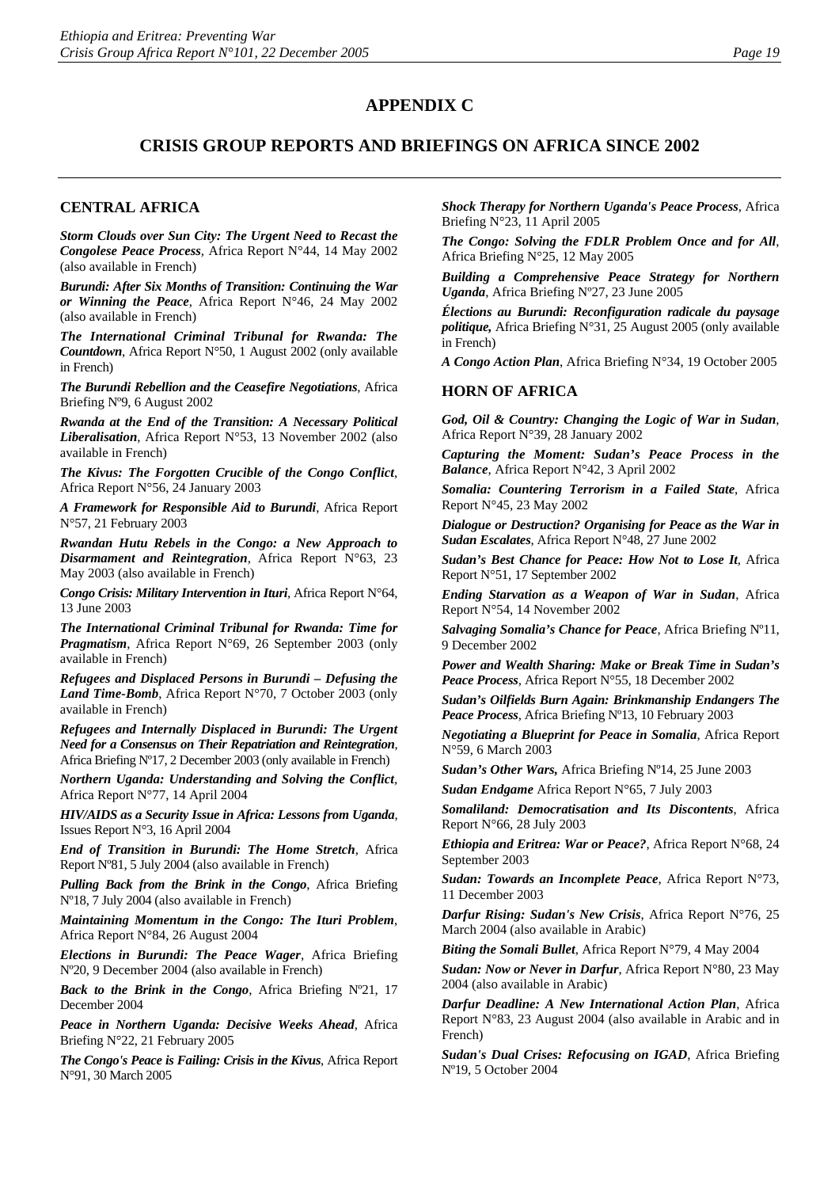# APPENDIX C

## CRISIS GROUP REPORTS AND BRIEFINGS ON AFRICA SINCE 2002

### CENTRAL AFRICA

***Storm Clouds over Sun City: The Urgent Need to Recast the Congolese Peace Process***, Africa Report N°44, 14 May 2002 (also available in French)

***Burundi: After Six Months of Transition: Continuing the War or Winning the Peace***, Africa Report N°46, 24 May 2002 (also available in French)

***The International Criminal Tribunal for Rwanda: The Countdown***, Africa Report N°50, 1 August 2002 (only available in French)

***The Burundi Rebellion and the Ceasefire Negotiations***, Africa Briefing Nº9, 6 August 2002

***Rwanda at the End of the Transition: A Necessary Political Liberalisation***, Africa Report N°53, 13 November 2002 (also available in French)

***The Kivus: The Forgotten Crucible of the Congo Conflict***, Africa Report N°56, 24 January 2003

***A Framework for Responsible Aid to Burundi***, Africa Report N°57, 21 February 2003

***Rwandan Hutu Rebels in the Congo: a New Approach to Disarmament and Reintegration***, Africa Report N°63, 23 May 2003 (also available in French)

***Congo Crisis: Military Intervention in Ituri***, Africa Report N°64, 13 June 2003

***The International Criminal Tribunal for Rwanda: Time for Pragmatism***, Africa Report N°69, 26 September 2003 (only available in French)

***Refugees and Displaced Persons in Burundi – Defusing the Land Time-Bomb***, Africa Report N°70, 7 October 2003 (only available in French)

***Refugees and Internally Displaced in Burundi: The Urgent Need for a Consensus on Their Repatriation and Reintegration***, Africa Briefing Nº17, 2 December 2003 (only available in French)

***Northern Uganda: Understanding and Solving the Conflict***, Africa Report N°77, 14 April 2004

***HIV/AIDS as a Security Issue in Africa: Lessons from Uganda***, Issues Report N°3, 16 April 2004

***End of Transition in Burundi: The Home Stretch***, Africa Report Nº81, 5 July 2004 (also available in French)

***Pulling Back from the Brink in the Congo***, Africa Briefing Nº18, 7 July 2004 (also available in French)

***Maintaining Momentum in the Congo: The Ituri Problem***, Africa Report N°84, 26 August 2004

***Elections in Burundi: The Peace Wager***, Africa Briefing Nº20, 9 December 2004 (also available in French)

***Back to the Brink in the Congo***, Africa Briefing Nº21, 17 December 2004

***Peace in Northern Uganda: Decisive Weeks Ahead***, Africa Briefing N°22, 21 February 2005

***The Congo's Peace is Failing: Crisis in the Kivus***, Africa Report N°91, 30 March 2005

***Shock Therapy for Northern Uganda's Peace Process***, Africa Briefing N°23, 11 April 2005

***The Congo: Solving the FDLR Problem Once and for All***, Africa Briefing N°25, 12 May 2005

***Building a Comprehensive Peace Strategy for Northern Uganda***, Africa Briefing Nº27, 23 June 2005

***Élections au Burundi: Reconfiguration radicale du paysage politique,*** Africa Briefing N°31, 25 August 2005 (only available in French)

***A Congo Action Plan***, Africa Briefing N°34, 19 October 2005

### HORN OF AFRICA

***God, Oil & Country: Changing the Logic of War in Sudan***, Africa Report N°39, 28 January 2002

***Capturing the Moment: Sudan's Peace Process in the Balance***, Africa Report N°42, 3 April 2002

***Somalia: Countering Terrorism in a Failed State***, Africa Report N°45, 23 May 2002

***Dialogue or Destruction? Organising for Peace as the War in Sudan Escalates***, Africa Report N°48, 27 June 2002

***Sudan's Best Chance for Peace: How Not to Lose It***, Africa Report N°51, 17 September 2002

***Ending Starvation as a Weapon of War in Sudan***, Africa Report N°54, 14 November 2002

***Salvaging Somalia's Chance for Peace***, Africa Briefing Nº11, 9 December 2002

***Power and Wealth Sharing: Make or Break Time in Sudan's Peace Process***, Africa Report N°55, 18 December 2002

***Sudan's Oilfields Burn Again: Brinkmanship Endangers The Peace Process***, Africa Briefing Nº13, 10 February 2003

***Negotiating a Blueprint for Peace in Somalia***, Africa Report N°59, 6 March 2003

***Sudan's Other Wars,*** Africa Briefing Nº14, 25 June 2003

***Sudan Endgame*** Africa Report N°65, 7 July 2003

***Somaliland: Democratisation and Its Discontents***, Africa Report N°66, 28 July 2003

***Ethiopia and Eritrea: War or Peace?***, Africa Report N°68, 24 September 2003

***Sudan: Towards an Incomplete Peace***, Africa Report N°73, 11 December 2003

***Darfur Rising: Sudan's New Crisis***, Africa Report N°76, 25 March 2004 (also available in Arabic)

***Biting the Somali Bullet***, Africa Report N°79, 4 May 2004

***Sudan: Now or Never in Darfur***, Africa Report N°80, 23 May 2004 (also available in Arabic)

***Darfur Deadline: A New International Action Plan***, Africa Report N°83, 23 August 2004 (also available in Arabic and in French)

***Sudan's Dual Crises: Refocusing on IGAD***, Africa Briefing Nº19, 5 October 2004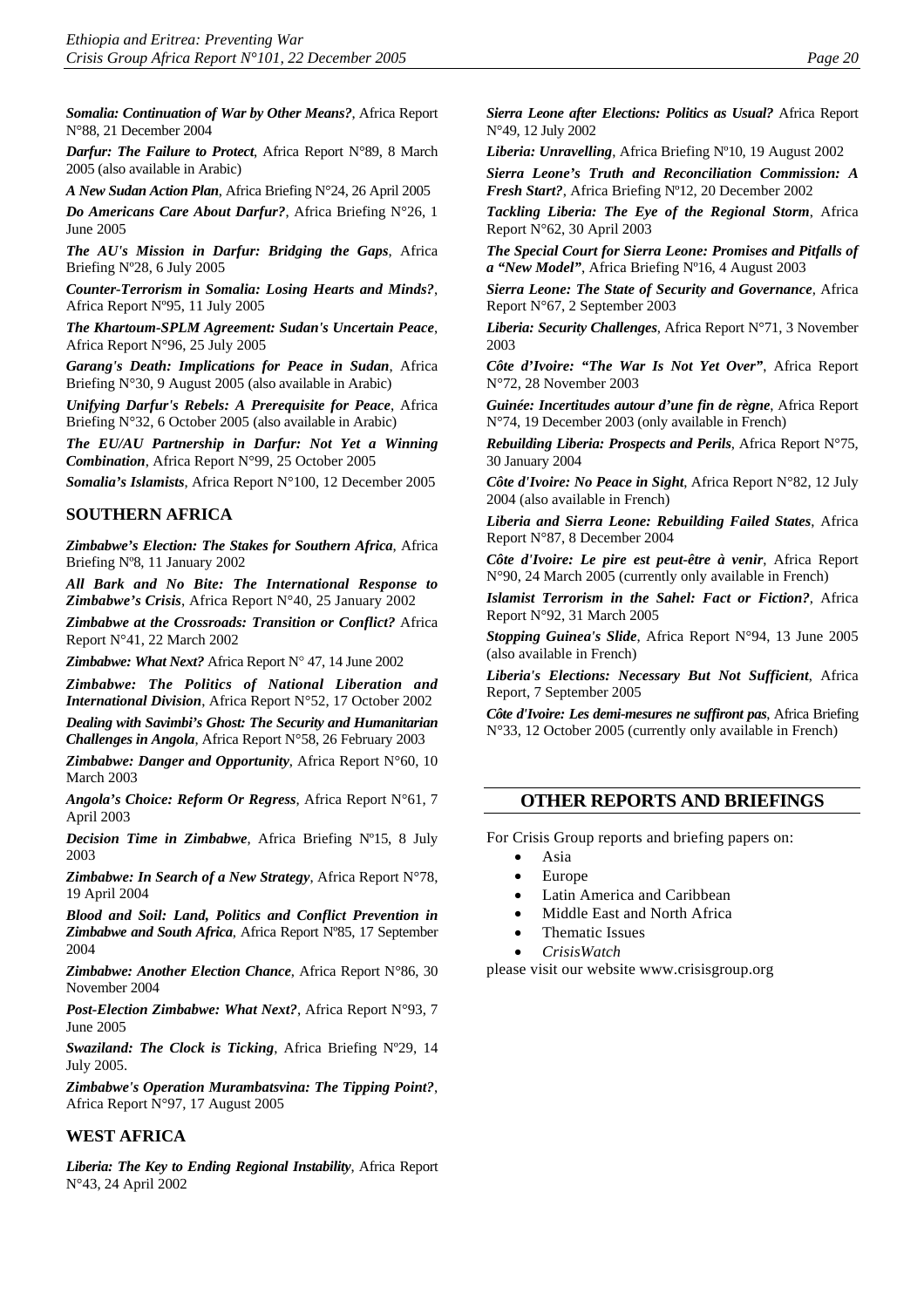***Somalia: Continuation of War by Other Means?***, Africa Report N°88, 21 December 2004

***Darfur: The Failure to Protect***, Africa Report N°89, 8 March 2005 (also available in Arabic)

***A New Sudan Action Plan***, Africa Briefing N°24, 26 April 2005

***Do Americans Care About Darfur?***, Africa Briefing N°26, 1 June 2005

***The AU's Mission in Darfur: Bridging the Gaps***, Africa Briefing Nº28, 6 July 2005

***Counter-Terrorism in Somalia: Losing Hearts and Minds?***, Africa Report Nº95, 11 July 2005

***The Khartoum-SPLM Agreement: Sudan's Uncertain Peace***, Africa Report N°96, 25 July 2005

***Garang's Death: Implications for Peace in Sudan***, Africa Briefing N°30, 9 August 2005 (also available in Arabic)

***Unifying Darfur's Rebels: A Prerequisite for Peace***, Africa Briefing N°32, 6 October 2005 (also available in Arabic)

***The EU/AU Partnership in Darfur: Not Yet a Winning Combination***, Africa Report N°99, 25 October 2005

***Somalia's Islamists***, Africa Report N°100, 12 December 2005

## SOUTHERN AFRICA

***Zimbabwe's Election: The Stakes for Southern Africa***, Africa Briefing Nº8, 11 January 2002

***All Bark and No Bite: The International Response to Zimbabwe's Crisis***, Africa Report N°40, 25 January 2002

***Zimbabwe at the Crossroads: Transition or Conflict?*** Africa Report N°41, 22 March 2002

***Zimbabwe: What Next?*** Africa Report N° 47, 14 June 2002

***Zimbabwe: The Politics of National Liberation and International Division***, Africa Report N°52, 17 October 2002

***Dealing with Savimbi's Ghost: The Security and Humanitarian Challenges in Angola***, Africa Report N°58, 26 February 2003

***Zimbabwe: Danger and Opportunity***, Africa Report N°60, 10 March 2003

***Angola's Choice: Reform Or Regress***, Africa Report N°61, 7 April 2003

***Decision Time in Zimbabwe***, Africa Briefing Nº15, 8 July 2003

***Zimbabwe: In Search of a New Strategy***, Africa Report N°78, 19 April 2004

***Blood and Soil: Land, Politics and Conflict Prevention in Zimbabwe and South Africa***, Africa Report Nº85, 17 September 2004

***Zimbabwe: Another Election Chance***, Africa Report N°86, 30 November 2004

***Post-Election Zimbabwe: What Next?***, Africa Report N°93, 7 June 2005

***Swaziland: The Clock is Ticking***, Africa Briefing Nº29, 14 July 2005.

***Zimbabwe's Operation Murambatsvina: The Tipping Point?***, Africa Report N°97, 17 August 2005

## WEST AFRICA

***Liberia: The Key to Ending Regional Instability***, Africa Report N°43, 24 April 2002

***Sierra Leone after Elections: Politics as Usual?*** Africa Report N°49, 12 July 2002

***Liberia: Unravelling***, Africa Briefing Nº10, 19 August 2002

***Sierra Leone's Truth and Reconciliation Commission: A Fresh Start?***, Africa Briefing Nº12, 20 December 2002

***Tackling Liberia: The Eye of the Regional Storm***, Africa Report N°62, 30 April 2003

***The Special Court for Sierra Leone: Promises and Pitfalls of a "New Model"***, Africa Briefing Nº16, 4 August 2003

***Sierra Leone: The State of Security and Governance***, Africa Report N°67, 2 September 2003

***Liberia: Security Challenges***, Africa Report N°71, 3 November 2003

***Côte d'Ivoire: "The War Is Not Yet Over"***, Africa Report N°72, 28 November 2003

***Guinée: Incertitudes autour d'une fin de règne***, Africa Report N°74, 19 December 2003 (only available in French)

***Rebuilding Liberia: Prospects and Perils***, Africa Report N°75, 30 January 2004

***Côte d'Ivoire: No Peace in Sight***, Africa Report N°82, 12 July 2004 (also available in French)

***Liberia and Sierra Leone: Rebuilding Failed States***, Africa Report N°87, 8 December 2004

***Côte d'Ivoire: Le pire est peut-être à venir***, Africa Report N°90, 24 March 2005 (currently only available in French)

***Islamist Terrorism in the Sahel: Fact or Fiction?***, Africa Report N°92, 31 March 2005

***Stopping Guinea's Slide***, Africa Report N°94, 13 June 2005 (also available in French)

***Liberia's Elections: Necessary But Not Sufficient***, Africa Report, 7 September 2005

***Côte d'Ivoire: Les demi-mesures ne suffiront pas***, Africa Briefing N°33, 12 October 2005 (currently only available in French)

## OTHER REPORTS AND BRIEFINGS

For Crisis Group reports and briefing papers on:

- Asia
- Europe
- Latin America and Caribbean
- Middle East and North Africa
- Thematic Issues
- *CrisisWatch*

please visit our website www.crisisgroup.org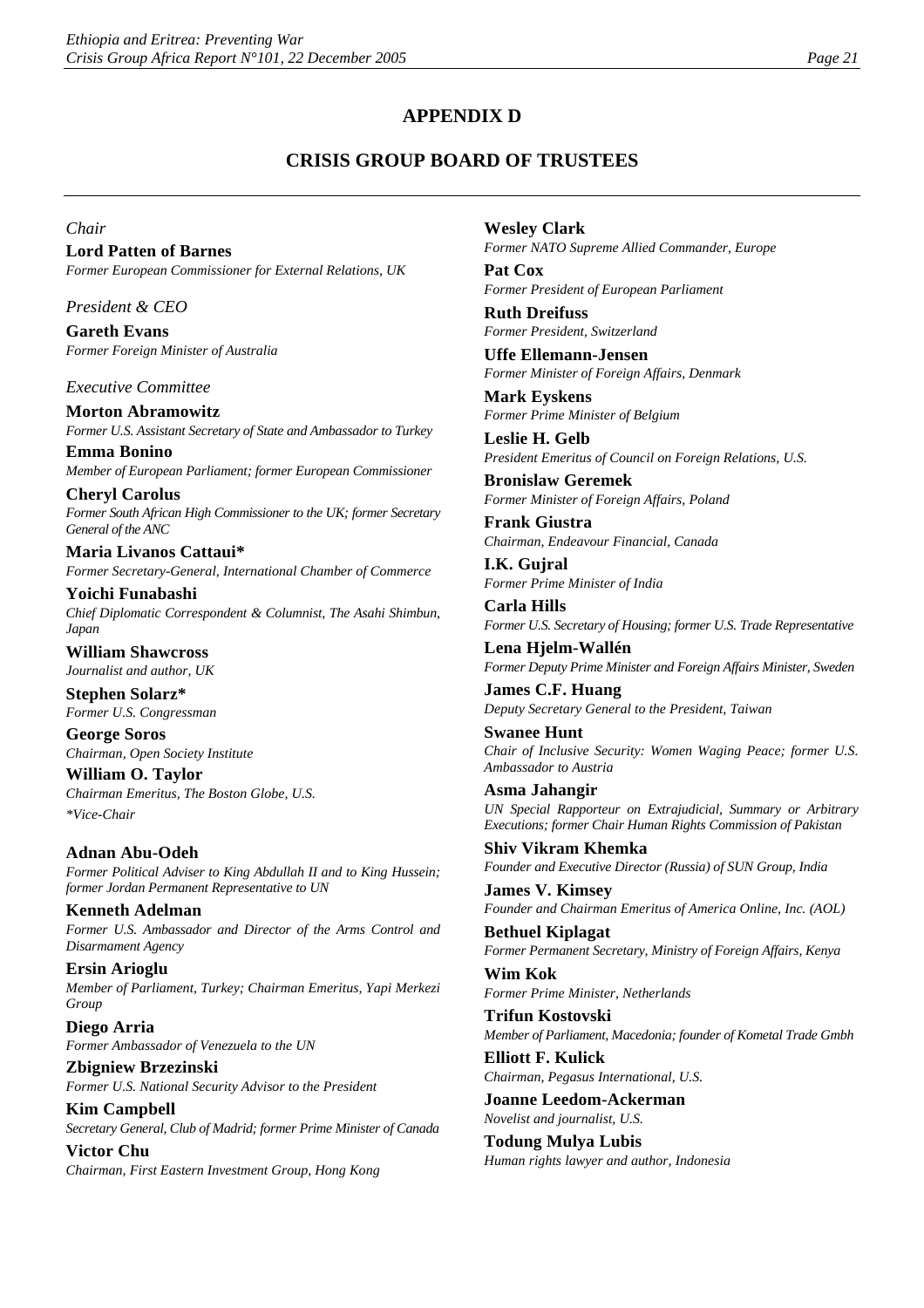# APPENDIX D

## CRISIS GROUP BOARD OF TRUSTEES

*Chair*

**Lord Patten of Barnes**
*Former European Commissioner for External Relations, UK*

*President & CEO*

**Gareth Evans**
*Former Foreign Minister of Australia*

*Executive Committee*

**Morton Abramowitz**
*Former U.S. Assistant Secretary of State and Ambassador to Turkey*

**Emma Bonino**
*Member of European Parliament; former European Commissioner*

**Cheryl Carolus**
*Former South African High Commissioner to the UK; former Secretary General of the ANC*

**Maria Livanos Cattaui***
*Former Secretary-General, International Chamber of Commerce*

**Yoichi Funabashi**
*Chief Diplomatic Correspondent & Columnist, The Asahi Shimbun, Japan*

**William Shawcross**
*Journalist and author, UK*

**Stephen Solarz***
*Former U.S. Congressman*

**George Soros**
*Chairman, Open Society Institute*

**William O. Taylor**
*Chairman Emeritus, The Boston Globe, U.S.*

**Vice-Chair*

**Adnan Abu-Odeh**
*Former Political Adviser to King Abdullah II and to King Hussein; former Jordan Permanent Representative to UN*

**Kenneth Adelman**
*Former U.S. Ambassador and Director of the Arms Control and Disarmament Agency*

**Ersin Arioglu**
*Member of Parliament, Turkey; Chairman Emeritus, Yapi Merkezi Group*

**Diego Arria**
*Former Ambassador of Venezuela to the UN*

**Zbigniew Brzezinski**
*Former U.S. National Security Advisor to the President*

**Kim Campbell**
*Secretary General, Club of Madrid; former Prime Minister of Canada*

**Victor Chu**
*Chairman, First Eastern Investment Group, Hong Kong*

**Wesley Clark**
*Former NATO Supreme Allied Commander, Europe*

**Pat Cox**
*Former President of European Parliament*

**Ruth Dreifuss**
*Former President, Switzerland*

**Uffe Ellemann-Jensen**
*Former Minister of Foreign Affairs, Denmark*

**Mark Eyskens**
*Former Prime Minister of Belgium*

**Leslie H. Gelb**
*President Emeritus of Council on Foreign Relations, U.S.*

**Bronislaw Geremek**
*Former Minister of Foreign Affairs, Poland*

**Frank Giustra**
*Chairman, Endeavour Financial, Canada*

**I.K. Gujral**
*Former Prime Minister of India*

**Carla Hills**
*Former U.S. Secretary of Housing; former U.S. Trade Representative*

**Lena Hjelm-Wallén**
*Former Deputy Prime Minister and Foreign Affairs Minister, Sweden*

**James C.F. Huang**
*Deputy Secretary General to the President, Taiwan*

**Swanee Hunt**
*Chair of Inclusive Security: Women Waging Peace; former U.S. Ambassador to Austria*

**Asma Jahangir**
*UN Special Rapporteur on Extrajudicial, Summary or Arbitrary Executions; former Chair Human Rights Commission of Pakistan*

**Shiv Vikram Khemka**
*Founder and Executive Director (Russia) of SUN Group, India*

**James V. Kimsey**
*Founder and Chairman Emeritus of America Online, Inc. (AOL)*

**Bethuel Kiplagat**
*Former Permanent Secretary, Ministry of Foreign Affairs, Kenya*

**Wim Kok**
*Former Prime Minister, Netherlands*

**Trifun Kostovski**
*Member of Parliament, Macedonia; founder of Kometal Trade Gmbh*

**Elliott F. Kulick**
*Chairman, Pegasus International, U.S.*

**Joanne Leedom-Ackerman**
*Novelist and journalist, U.S.*

**Todung Mulya Lubis**
*Human rights lawyer and author, Indonesia*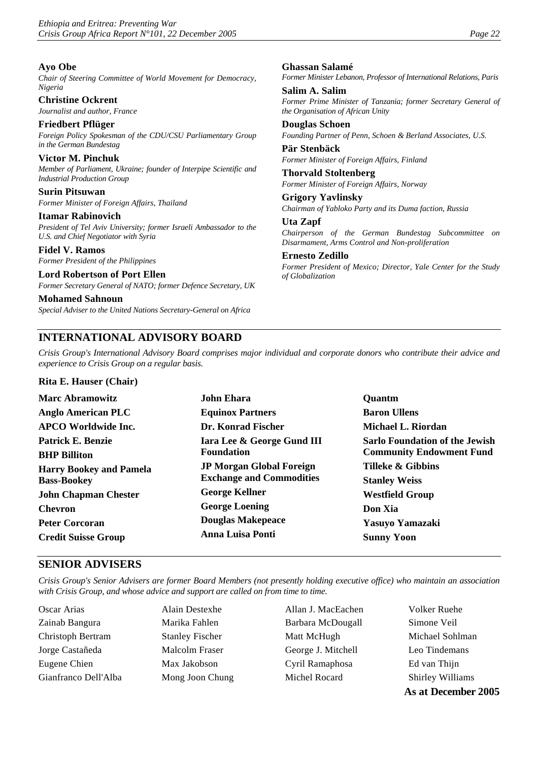**Ayo Obe**
*Chair of Steering Committee of World Movement for Democracy, Nigeria*

**Christine Ockrent**
*Journalist and author, France*

**Friedbert Pflüger**
*Foreign Policy Spokesman of the CDU/CSU Parliamentary Group in the German Bundestag*

**Victor M. Pinchuk**
*Member of Parliament, Ukraine; founder of Interpipe Scientific and Industrial Production Group*

**Surin Pitsuwan**
*Former Minister of Foreign Affairs, Thailand*

**Itamar Rabinovich**
*President of Tel Aviv University; former Israeli Ambassador to the U.S. and Chief Negotiator with Syria*

**Fidel V. Ramos**
*Former President of the Philippines*

**Lord Robertson of Port Ellen**
*Former Secretary General of NATO; former Defence Secretary, UK*

**Mohamed Sahnoun**
*Special Adviser to the United Nations Secretary-General on Africa*

**Ghassan Salamé**
*Former Minister Lebanon, Professor of International Relations, Paris*

**Salim A. Salim**
*Former Prime Minister of Tanzania; former Secretary General of the Organisation of African Unity*

**Douglas Schoen**
*Founding Partner of Penn, Schoen & Berland Associates, U.S.*

**Pär Stenbäck**
*Former Minister of Foreign Affairs, Finland*

**Thorvald Stoltenberg**
*Former Minister of Foreign Affairs, Norway*

**Grigory Yavlinsky**
*Chairman of Yabloko Party and its Duma faction, Russia*

**Uta Zapf**
*Chairperson of the German Bundestag Subcommittee on Disarmament, Arms Control and Non-proliferation*

**Ernesto Zedillo**
*Former President of Mexico; Director, Yale Center for the Study of Globalization*

## INTERNATIONAL ADVISORY BOARD

*Crisis Group's International Advisory Board comprises major individual and corporate donors who contribute their advice and experience to Crisis Group on a regular basis.*

**Rita E. Hauser (Chair)**

**Marc Abramowitz**
**Anglo American PLC**
**APCO Worldwide Inc.**
**Patrick E. Benzie**
**BHP Billiton**
**Harry Bookey and Pamela Bass-Bookey**
**John Chapman Chester**
**Chevron**
**Peter Corcoran**
**Credit Suisse Group**
**John Ehara**
**Equinox Partners**
**Dr. Konrad Fischer**
**Iara Lee & George Gund III Foundation**
**JP Morgan Global Foreign Exchange and Commodities**
**George Kellner**
**George Loening**
**Douglas Makepeace**
**Anna Luisa Ponti**
**Quantm**
**Baron Ullens**
**Michael L. Riordan**
**Sarlo Foundation of the Jewish Community Endowment Fund**
**Tilleke & Gibbins**
**Stanley Weiss**
**Westfield Group**
**Don Xia**
**Yasuyo Yamazaki**
**Sunny Yoon**

## SENIOR ADVISERS

*Crisis Group's Senior Advisers are former Board Members (not presently holding executive office) who maintain an association with Crisis Group, and whose advice and support are called on from time to time.*

Oscar Arias
Zainab Bangura
Christoph Bertram
Jorge Castañeda
Eugene Chien
Gianfranco Dell'Alba
Alain Destexhe
Marika Fahlen
Stanley Fischer
Malcolm Fraser
Max Jakobson
Mong Joon Chung
Allan J. MacEachen
Barbara McDougall
Matt McHugh
George J. Mitchell
Cyril Ramaphosa
Michel Rocard
Volker Ruehe
Simone Veil
Michael Sohlman
Leo Tindemans
Ed van Thijn
Shirley Williams

**As at December 2005**